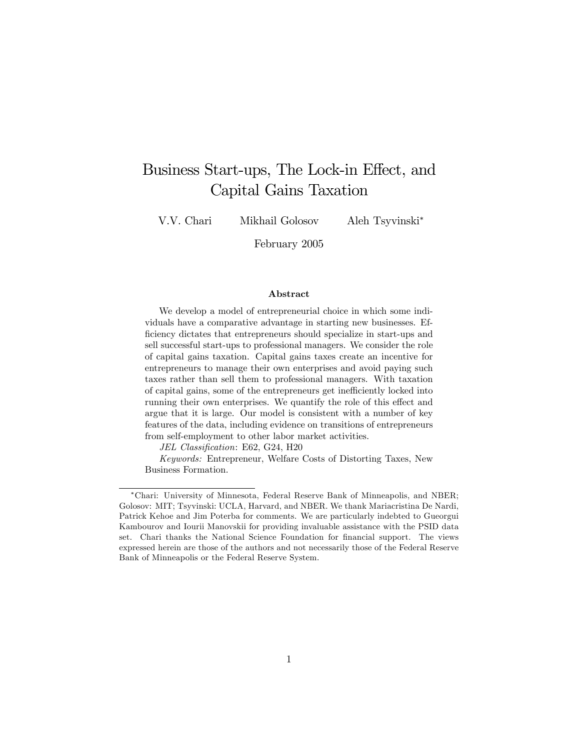# Business Start-ups, The Lock-in Effect, and Capital Gains Taxation

V.V. Chari  Mikhail Golosov  Aleh Tsyvinski[*]

February 2005

### Abstract

We develop a model of entrepreneurial choice in which some individuals have a comparative advantage in starting new businesses. Efficiency dictates that entrepreneurs should specialize in start-ups and sell successful start-ups to professional managers. We consider the role of capital gains taxation. Capital gains taxes create an incentive for entrepreneurs to manage their own enterprises and avoid paying such taxes rather than sell them to professional managers. With taxation of capital gains, some of the entrepreneurs get inefficiently locked into running their own enterprises. We quantify the role of this effect and argue that it is large. Our model is consistent with a number of key features of the data, including evidence on transitions of entrepreneurs from self-employment to other labor market activities.

*JEL Classification*: E62, G24, H20

*Keywords:* Entrepreneur, Welfare Costs of Distorting Taxes, New Business Formation.

---

[*]Chari: University of Minnesota, Federal Reserve Bank of Minneapolis, and NBER; Golosov: MIT; Tsyvinski: UCLA, Harvard, and NBER. We thank Mariacristina De Nardi, Patrick Kehoe and Jim Poterba for comments. We are particularly indebted to Gueorgui Kambourov and Iourii Manovskii for providing invaluable assistance with the PSID data set. Chari thanks the National Science Foundation for financial support. The views expressed herein are those of the authors and not necessarily those of the Federal Reserve Bank of Minneapolis or the Federal Reserve System.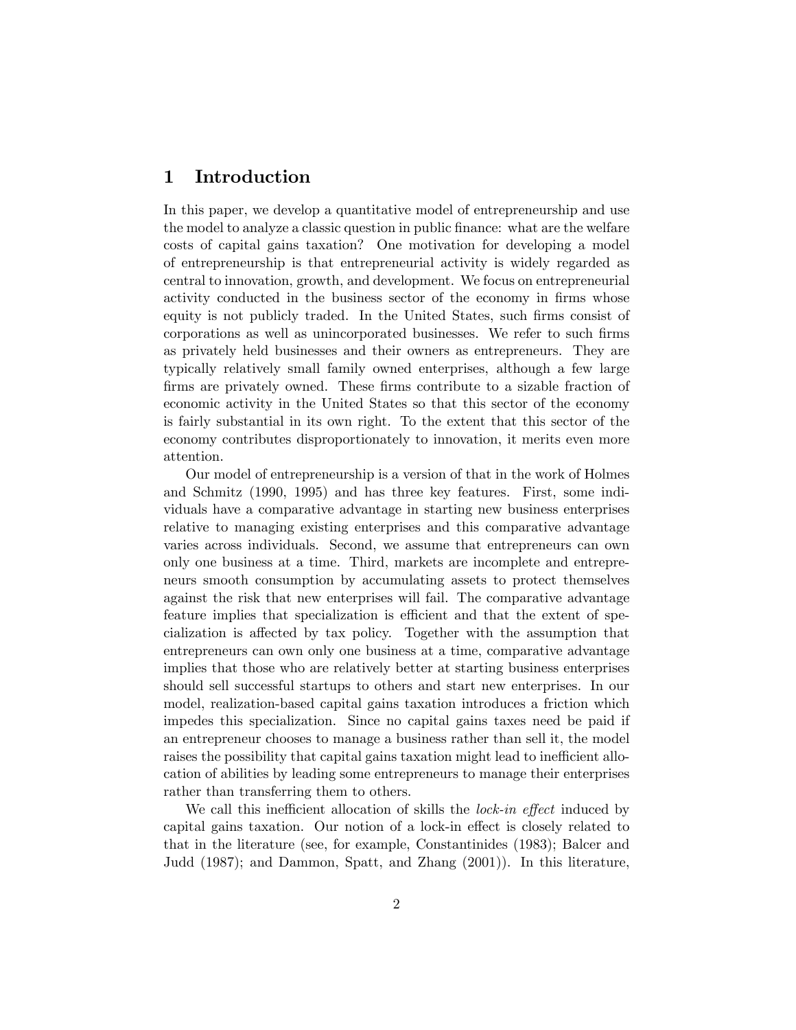# 1 Introduction

In this paper, we develop a quantitative model of entrepreneurship and use the model to analyze a classic question in public finance: what are the welfare costs of capital gains taxation? One motivation for developing a model of entrepreneurship is that entrepreneurial activity is widely regarded as central to innovation, growth, and development. We focus on entrepreneurial activity conducted in the business sector of the economy in firms whose equity is not publicly traded. In the United States, such firms consist of corporations as well as unincorporated businesses. We refer to such firms as privately held businesses and their owners as entrepreneurs. They are typically relatively small family owned enterprises, although a few large firms are privately owned. These firms contribute to a sizable fraction of economic activity in the United States so that this sector of the economy is fairly substantial in its own right. To the extent that this sector of the economy contributes disproportionately to innovation, it merits even more attention.

Our model of entrepreneurship is a version of that in the work of Holmes and Schmitz (1990, 1995) and has three key features. First, some individuals have a comparative advantage in starting new business enterprises relative to managing existing enterprises and this comparative advantage varies across individuals. Second, we assume that entrepreneurs can own only one business at a time. Third, markets are incomplete and entrepreneurs smooth consumption by accumulating assets to protect themselves against the risk that new enterprises will fail. The comparative advantage feature implies that specialization is efficient and that the extent of specialization is affected by tax policy. Together with the assumption that entrepreneurs can own only one business at a time, comparative advantage implies that those who are relatively better at starting business enterprises should sell successful startups to others and start new enterprises. In our model, realization-based capital gains taxation introduces a friction which impedes this specialization. Since no capital gains taxes need be paid if an entrepreneur chooses to manage a business rather than sell it, the model raises the possibility that capital gains taxation might lead to inefficient allocation of abilities by leading some entrepreneurs to manage their enterprises rather than transferring them to others.

We call this inefficient allocation of skills the *lock-in effect* induced by capital gains taxation. Our notion of a lock-in effect is closely related to that in the literature (see, for example, Constantinides (1983); Balcer and Judd (1987); and Dammon, Spatt, and Zhang (2001)). In this literature,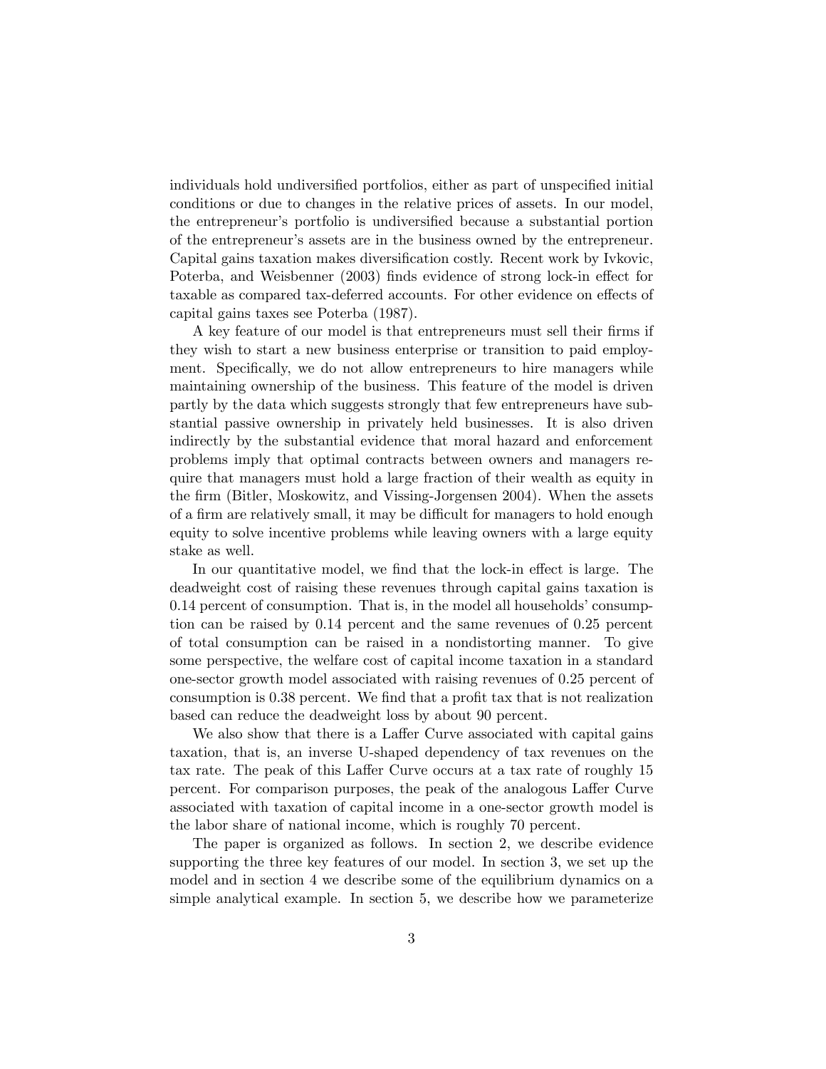individuals hold undiversified portfolios, either as part of unspecified initial conditions or due to changes in the relative prices of assets. In our model, the entrepreneur's portfolio is undiversified because a substantial portion of the entrepreneur's assets are in the business owned by the entrepreneur. Capital gains taxation makes diversification costly. Recent work by Ivkovic, Poterba, and Weisbenner (2003) finds evidence of strong lock-in effect for taxable as compared tax-deferred accounts. For other evidence on effects of capital gains taxes see Poterba (1987).

A key feature of our model is that entrepreneurs must sell their firms if they wish to start a new business enterprise or transition to paid employment. Specifically, we do not allow entrepreneurs to hire managers while maintaining ownership of the business. This feature of the model is driven partly by the data which suggests strongly that few entrepreneurs have substantial passive ownership in privately held businesses. It is also driven indirectly by the substantial evidence that moral hazard and enforcement problems imply that optimal contracts between owners and managers require that managers must hold a large fraction of their wealth as equity in the firm (Bitler, Moskowitz, and Vissing-Jorgensen 2004). When the assets of a firm are relatively small, it may be difficult for managers to hold enough equity to solve incentive problems while leaving owners with a large equity stake as well.

In our quantitative model, we find that the lock-in effect is large. The deadweight cost of raising these revenues through capital gains taxation is 0.14 percent of consumption. That is, in the model all households' consumption can be raised by 0.14 percent and the same revenues of 0.25 percent of total consumption can be raised in a nondistorting manner. To give some perspective, the welfare cost of capital income taxation in a standard one-sector growth model associated with raising revenues of 0.25 percent of consumption is 0.38 percent. We find that a profit tax that is not realization based can reduce the deadweight loss by about 90 percent.

We also show that there is a Laffer Curve associated with capital gains taxation, that is, an inverse U-shaped dependency of tax revenues on the tax rate. The peak of this Laffer Curve occurs at a tax rate of roughly 15 percent. For comparison purposes, the peak of the analogous Laffer Curve associated with taxation of capital income in a one-sector growth model is the labor share of national income, which is roughly 70 percent.

The paper is organized as follows. In section 2, we describe evidence supporting the three key features of our model. In section 3, we set up the model and in section 4 we describe some of the equilibrium dynamics on a simple analytical example. In section 5, we describe how we parameterize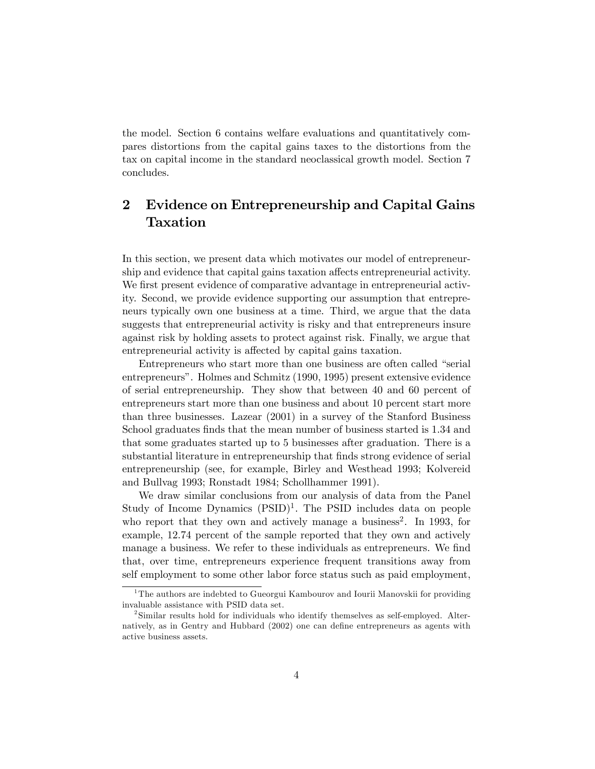the model. Section 6 contains welfare evaluations and quantitatively compares distortions from the capital gains taxes to the distortions from the tax on capital income in the standard neoclassical growth model. Section 7 concludes.

## 2 Evidence on Entrepreneurship and Capital Gains Taxation

In this section, we present data which motivates our model of entrepreneurship and evidence that capital gains taxation affects entrepreneurial activity. We first present evidence of comparative advantage in entrepreneurial activity. Second, we provide evidence supporting our assumption that entrepreneurs typically own one business at a time. Third, we argue that the data suggests that entrepreneurial activity is risky and that entrepreneurs insure against risk by holding assets to protect against risk. Finally, we argue that entrepreneurial activity is affected by capital gains taxation.

Entrepreneurs who start more than one business are often called "serial entrepreneurs". Holmes and Schmitz (1990, 1995) present extensive evidence of serial entrepreneurship. They show that between 40 and 60 percent of entrepreneurs start more than one business and about 10 percent start more than three businesses. Lazear (2001) in a survey of the Stanford Business School graduates finds that the mean number of business started is 1.34 and that some graduates started up to 5 businesses after graduation. There is a substantial literature in entrepreneurship that finds strong evidence of serial entrepreneurship (see, for example, Birley and Westhead 1993; Kolvereid and Bullvag 1993; Ronstadt 1984; Schollhammer 1991).

We draw similar conclusions from our analysis of data from the Panel Study of Income Dynamics (PSID)[1]. The PSID includes data on people who report that they own and actively manage a business[2]. In 1993, for example, 12.74 percent of the sample reported that they own and actively manage a business. We refer to these individuals as entrepreneurs. We find that, over time, entrepreneurs experience frequent transitions away from self employment to some other labor force status such as paid employment,

[1] The authors are indebted to Gueorgui Kambourov and Iourii Manovskii for providing invaluable assistance with PSID data set.

[2] Similar results hold for individuals who identify themselves as self-employed. Alternatively, as in Gentry and Hubbard (2002) one can define entrepreneurs as agents with active business assets.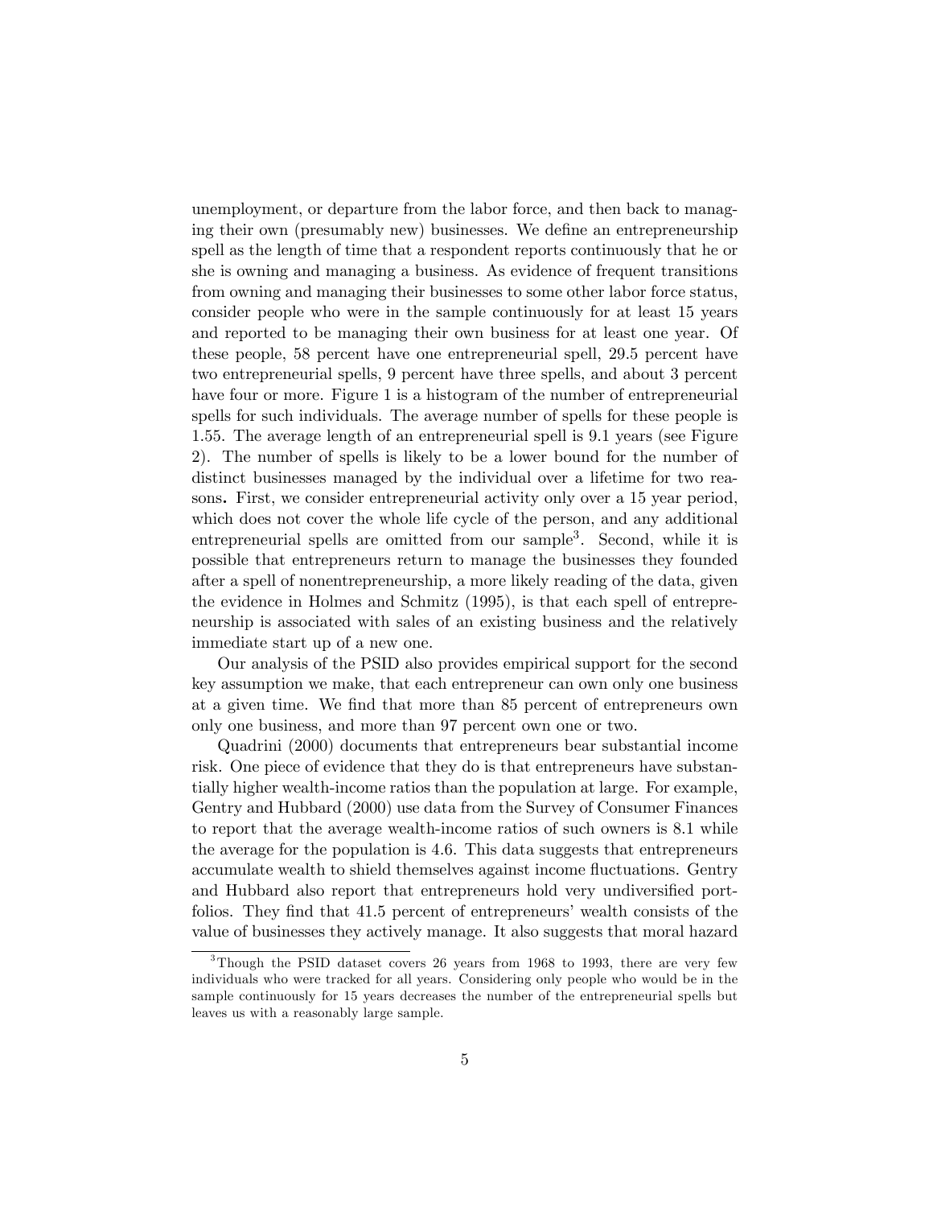unemployment, or departure from the labor force, and then back to managing their own (presumably new) businesses. We define an entrepreneurship spell as the length of time that a respondent reports continuously that he or she is owning and managing a business. As evidence of frequent transitions from owning and managing their businesses to some other labor force status, consider people who were in the sample continuously for at least 15 years and reported to be managing their own business for at least one year. Of these people, 58 percent have one entrepreneurial spell, 29.5 percent have two entrepreneurial spells, 9 percent have three spells, and about 3 percent have four or more. Figure 1 is a histogram of the number of entrepreneurial spells for such individuals. The average number of spells for these people is 1.55. The average length of an entrepreneurial spell is 9.1 years (see Figure 2). The number of spells is likely to be a lower bound for the number of distinct businesses managed by the individual over a lifetime for two reasons**.** First, we consider entrepreneurial activity only over a 15 year period, which does not cover the whole life cycle of the person, and any additional entrepreneurial spells are omitted from our sample[3]. Second, while it is possible that entrepreneurs return to manage the businesses they founded after a spell of nonentrepreneurship, a more likely reading of the data, given the evidence in Holmes and Schmitz (1995), is that each spell of entrepreneurship is associated with sales of an existing business and the relatively immediate start up of a new one.

Our analysis of the PSID also provides empirical support for the second key assumption we make, that each entrepreneur can own only one business at a given time. We find that more than 85 percent of entrepreneurs own only one business, and more than 97 percent own one or two.

Quadrini (2000) documents that entrepreneurs bear substantial income risk. One piece of evidence that they do is that entrepreneurs have substantially higher wealth-income ratios than the population at large. For example, Gentry and Hubbard (2000) use data from the Survey of Consumer Finances to report that the average wealth-income ratios of such owners is 8.1 while the average for the population is 4.6. This data suggests that entrepreneurs accumulate wealth to shield themselves against income fluctuations. Gentry and Hubbard also report that entrepreneurs hold very undiversified portfolios. They find that 41.5 percent of entrepreneurs' wealth consists of the value of businesses they actively manage. It also suggests that moral hazard

[3] Though the PSID dataset covers 26 years from 1968 to 1993, there are very few individuals who were tracked for all years. Considering only people who would be in the sample continuously for 15 years decreases the number of the entrepreneurial spells but leaves us with a reasonably large sample.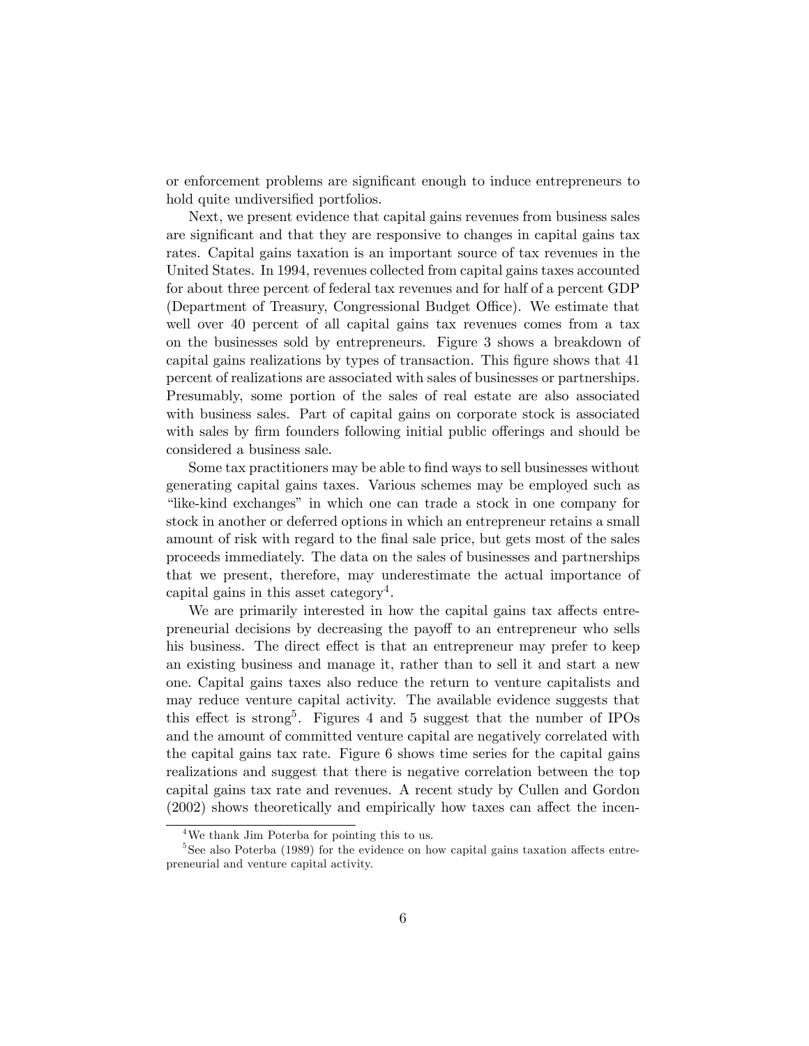or enforcement problems are significant enough to induce entrepreneurs to hold quite undiversified portfolios.

Next, we present evidence that capital gains revenues from business sales are significant and that they are responsive to changes in capital gains tax rates. Capital gains taxation is an important source of tax revenues in the United States. In 1994, revenues collected from capital gains taxes accounted for about three percent of federal tax revenues and for half of a percent GDP (Department of Treasury, Congressional Budget Office). We estimate that well over 40 percent of all capital gains tax revenues comes from a tax on the businesses sold by entrepreneurs. Figure 3 shows a breakdown of capital gains realizations by types of transaction. This figure shows that 41 percent of realizations are associated with sales of businesses or partnerships. Presumably, some portion of the sales of real estate are also associated with business sales. Part of capital gains on corporate stock is associated with sales by firm founders following initial public offerings and should be considered a business sale.

Some tax practitioners may be able to find ways to sell businesses without generating capital gains taxes. Various schemes may be employed such as "like-kind exchanges" in which one can trade a stock in one company for stock in another or deferred options in which an entrepreneur retains a small amount of risk with regard to the final sale price, but gets most of the sales proceeds immediately. The data on the sales of businesses and partnerships that we present, therefore, may underestimate the actual importance of capital gains in this asset category[4].

We are primarily interested in how the capital gains tax affects entrepreneurial decisions by decreasing the payoff to an entrepreneur who sells his business. The direct effect is that an entrepreneur may prefer to keep an existing business and manage it, rather than to sell it and start a new one. Capital gains taxes also reduce the return to venture capitalists and may reduce venture capital activity. The available evidence suggests that this effect is strong[5]. Figures 4 and 5 suggest that the number of IPOs and the amount of committed venture capital are negatively correlated with the capital gains tax rate. Figure 6 shows time series for the capital gains realizations and suggest that there is negative correlation between the top capital gains tax rate and revenues. A recent study by Cullen and Gordon (2002) shows theoretically and empirically how taxes can affect the incen-

[4] We thank Jim Poterba for pointing this to us.

[5] See also Poterba (1989) for the evidence on how capital gains taxation affects entrepreneurial and venture capital activity.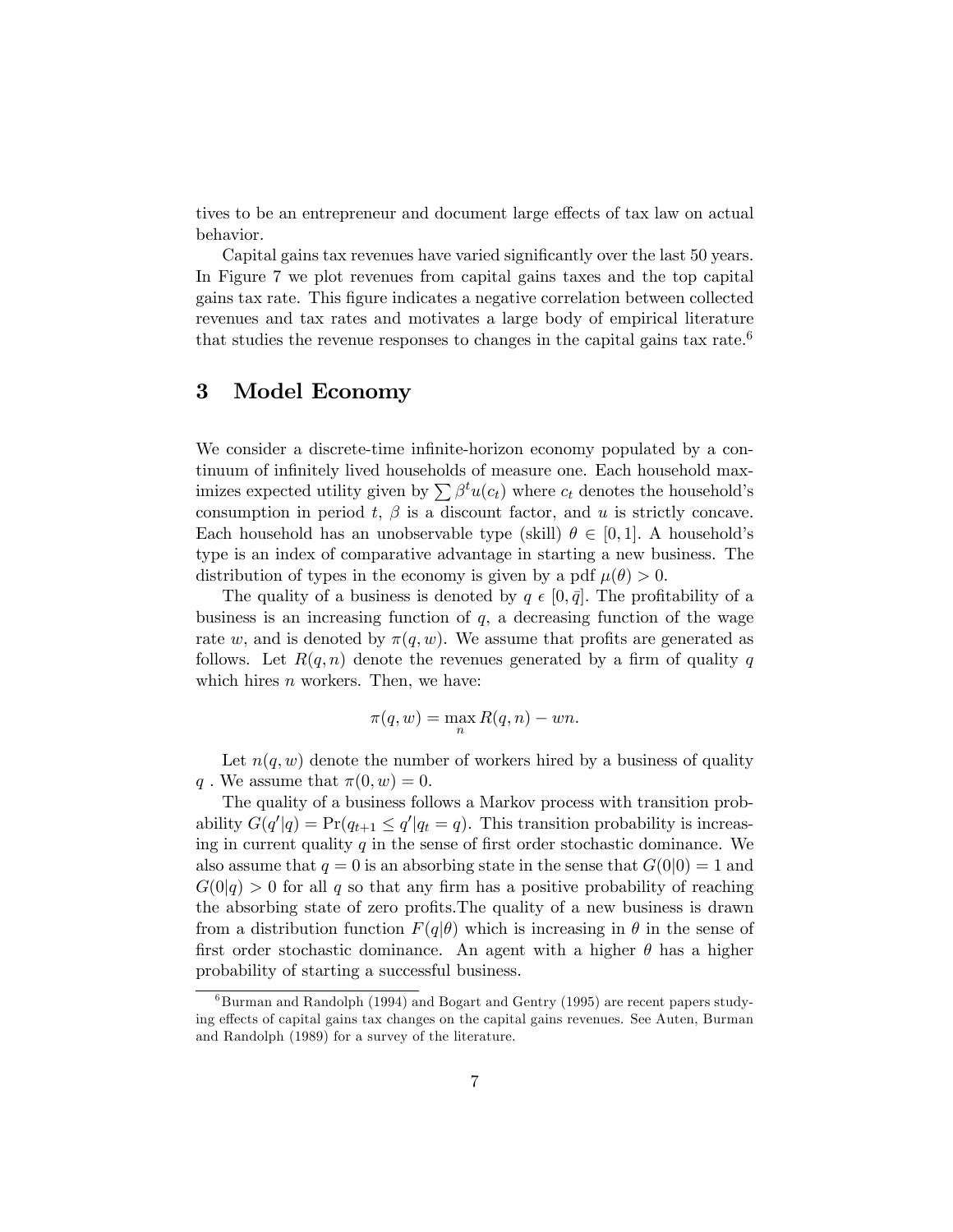tives to be an entrepreneur and document large effects of tax law on actual behavior.

Capital gains tax revenues have varied significantly over the last 50 years. In Figure 7 we plot revenues from capital gains taxes and the top capital gains tax rate. This figure indicates a negative correlation between collected revenues and tax rates and motivates a large body of empirical literature that studies the revenue responses to changes in the capital gains tax rate.[6]

# 3 Model Economy

We consider a discrete-time infinite-horizon economy populated by a continuum of infinitely lived households of measure one. Each household maximizes expected utility given by $\sum \beta^t u(c_t)$ where $c_t$ denotes the household's consumption in period $t$, $\beta$ is a discount factor, and $u$ is strictly concave. Each household has an unobservable type (skill) $\theta \in [0, 1]$. A household's type is an index of comparative advantage in starting a new business. The distribution of types in the economy is given by a pdf $\mu(\theta) > 0$.

The quality of a business is denoted by $q \in [0, \bar{q}]$. The profitability of a business is an increasing function of $q$, a decreasing function of the wage rate $w$, and is denoted by $\pi(q, w)$. We assume that profits are generated as follows. Let $R(q, n)$ denote the revenues generated by a firm of quality $q$ which hires $n$ workers. Then, we have:

$$\pi(q, w) = \max_n R(q, n) - wn.$$

Let $n(q, w)$ denote the number of workers hired by a business of quality $q$ . We assume that $\pi(0, w) = 0$.

The quality of a business follows a Markov process with transition probability $G(q'|q) = \Pr(q_{t+1} \leq q' | q_t = q)$. This transition probability is increasing in current quality $q$ in the sense of first order stochastic dominance. We also assume that $q = 0$ is an absorbing state in the sense that $G(0|0) = 1$ and $G(0|q) > 0$ for all $q$ so that any firm has a positive probability of reaching the absorbing state of zero profits.The quality of a new business is drawn from a distribution function $F(q|\theta)$ which is increasing in $\theta$ in the sense of first order stochastic dominance. An agent with a higher $\theta$ has a higher probability of starting a successful business.

[6] Burman and Randolph (1994) and Bogart and Gentry (1995) are recent papers studying effects of capital gains tax changes on the capital gains revenues. See Auten, Burman and Randolph (1989) for a survey of the literature.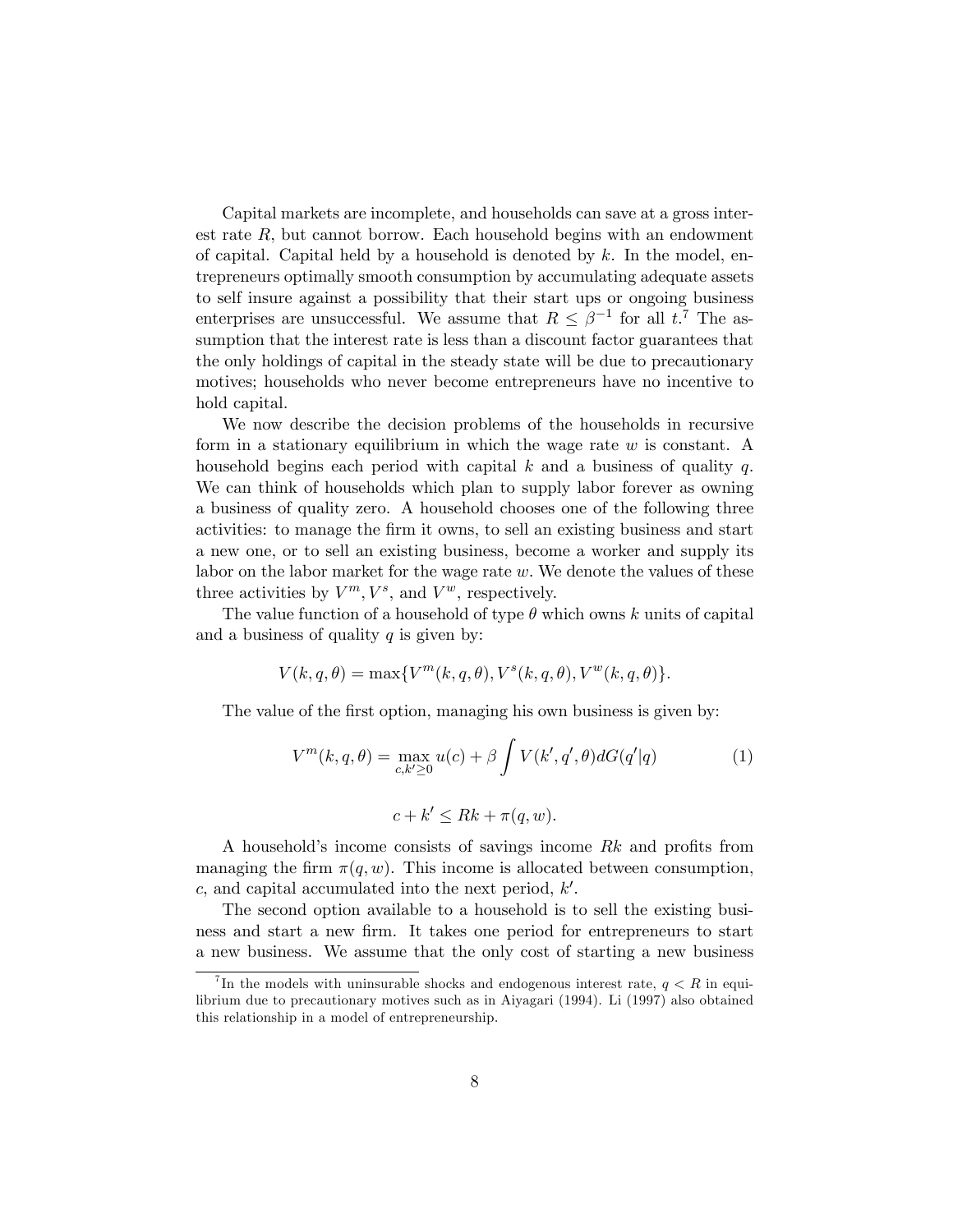Capital markets are incomplete, and households can save at a gross interest rate $R$, but cannot borrow. Each household begins with an endowment of capital. Capital held by a household is denoted by $k$. In the model, entrepreneurs optimally smooth consumption by accumulating adequate assets to self insure against a possibility that their start ups or ongoing business enterprises are unsuccessful. We assume that $R \leq \beta^{-1}$ for all $t$.[7] The assumption that the interest rate is less than a discount factor guarantees that the only holdings of capital in the steady state will be due to precautionary motives; households who never become entrepreneurs have no incentive to hold capital.

We now describe the decision problems of the households in recursive form in a stationary equilibrium in which the wage rate $w$ is constant. A household begins each period with capital $k$ and a business of quality $q$. We can think of households which plan to supply labor forever as owning a business of quality zero. A household chooses one of the following three activities: to manage the firm it owns, to sell an existing business and start a new one, or to sell an existing business, become a worker and supply its labor on the labor market for the wage rate $w$. We denote the values of these three activities by $V^m, V^s$, and $V^w$, respectively.

The value function of a household of type $\theta$ which owns $k$ units of capital and a business of quality $q$ is given by:

$$V(k,q,\theta) = \max\{V^m(k,q,\theta), V^s(k,q,\theta), V^w(k,q,\theta)\}.$$

The value of the first option, managing his own business is given by:

$$V^m(k,q,\theta) = \max_{c,k' \geq 0} u(c) + \beta \int V(k',q',\theta) dG(q'|q) \tag{1}$$

$$c + k' \leq Rk + \pi(q,w).$$

A household's income consists of savings income $Rk$ and profits from managing the firm $\pi(q,w)$. This income is allocated between consumption, $c$, and capital accumulated into the next period, $k'$.

The second option available to a household is to sell the existing business and start a new firm. It takes one period for entrepreneurs to start a new business. We assume that the only cost of starting a new business

[7] In the models with uninsurable shocks and endogenous interest rate, $q < R$ in equilibrium due to precautionary motives such as in Aiyagari (1994). Li (1997) also obtained this relationship in a model of entrepreneurship.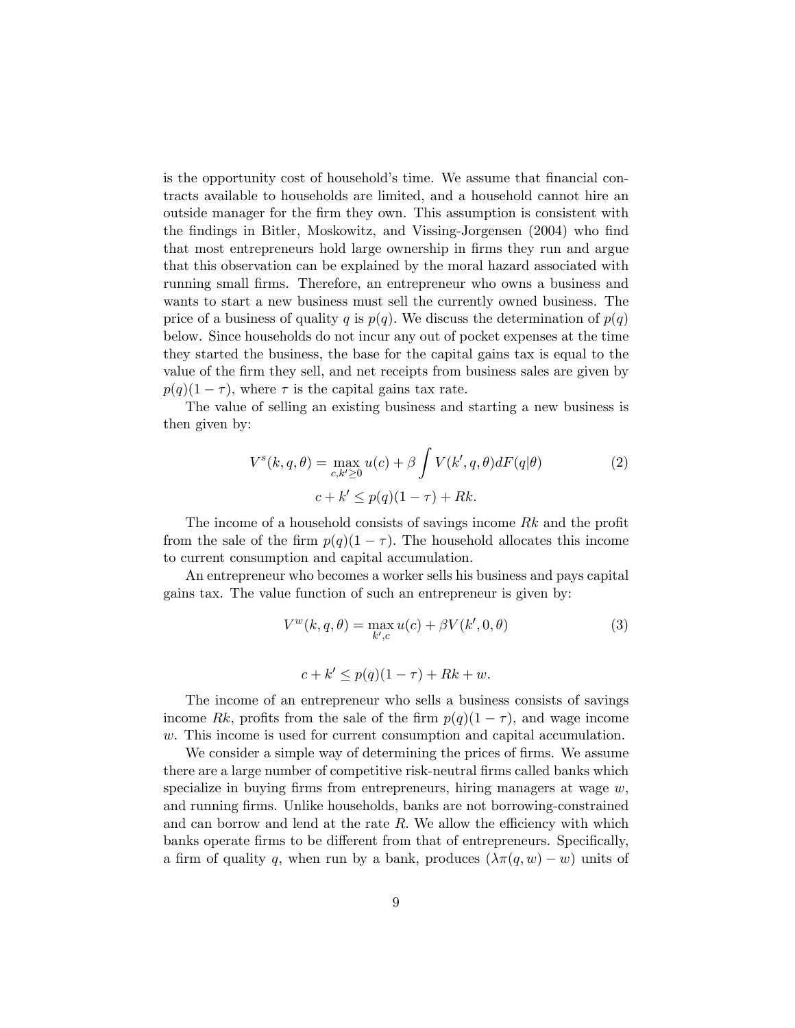is the opportunity cost of household's time. We assume that financial contracts available to households are limited, and a household cannot hire an outside manager for the firm they own. This assumption is consistent with the findings in Bitler, Moskowitz, and Vissing-Jorgensen (2004) who find that most entrepreneurs hold large ownership in firms they run and argue that this observation can be explained by the moral hazard associated with running small firms. Therefore, an entrepreneur who owns a business and wants to start a new business must sell the currently owned business. The price of a business of quality $q$ is $p(q)$. We discuss the determination of $p(q)$ below. Since households do not incur any out of pocket expenses at the time they started the business, the base for the capital gains tax is equal to the value of the firm they sell, and net receipts from business sales are given by $p(q)(1-\tau)$, where $\tau$ is the capital gains tax rate.

The value of selling an existing business and starting a new business is then given by:

$$V^s(k, q, \theta) = \max_{c, k' \geq 0} u(c) + \beta \int V(k', q, \theta) dF(q|\theta) \tag{2}$$

$$c + k' \leq p(q)(1-\tau) + Rk.$$

The income of a household consists of savings income $Rk$ and the profit from the sale of the firm $p(q)(1-\tau)$. The household allocates this income to current consumption and capital accumulation.

An entrepreneur who becomes a worker sells his business and pays capital gains tax. The value function of such an entrepreneur is given by:

$$V^w(k, q, \theta) = \max_{k', c} u(c) + \beta V(k', 0, \theta) \tag{3}$$

$$c + k' \leq p(q)(1-\tau) + Rk + w.$$

The income of an entrepreneur who sells a business consists of savings income $Rk$, profits from the sale of the firm $p(q)(1-\tau)$, and wage income $w$. This income is used for current consumption and capital accumulation.

We consider a simple way of determining the prices of firms. We assume there are a large number of competitive risk-neutral firms called banks which specialize in buying firms from entrepreneurs, hiring managers at wage $w$, and running firms. Unlike households, banks are not borrowing-constrained and can borrow and lend at the rate $R$. We allow the efficiency with which banks operate firms to be different from that of entrepreneurs. Specifically, a firm of quality $q$, when run by a bank, produces $(\lambda \pi(q, w) - w)$ units of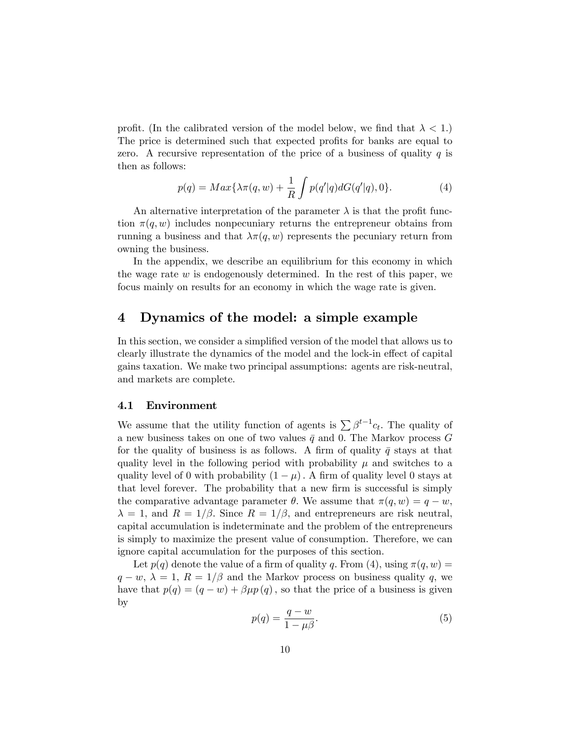profit. (In the calibrated version of the model below, we find that $\lambda < 1$.) The price is determined such that expected profits for banks are equal to zero. A recursive representation of the price of a business of quality $q$ is then as follows:

$$p(q) = Max\{\lambda\pi(q, w) + \frac{1}{R}\int p(q'|q)dG(q'|q), 0\}. \tag{4}$$

An alternative interpretation of the parameter $\lambda$ is that the profit function $\pi(q, w)$ includes nonpecuniary returns the entrepreneur obtains from running a business and that $\lambda\pi(q, w)$ represents the pecuniary return from owning the business.

In the appendix, we describe an equilibrium for this economy in which the wage rate $w$ is endogenously determined. In the rest of this paper, we focus mainly on results for an economy in which the wage rate is given.

# 4 Dynamics of the model: a simple example

In this section, we consider a simplified version of the model that allows us to clearly illustrate the dynamics of the model and the lock-in effect of capital gains taxation. We make two principal assumptions: agents are risk-neutral, and markets are complete.

## 4.1 Environment

We assume that the utility function of agents is $\sum \beta^{t-1}c_t$. The quality of a new business takes on one of two values $\bar{q}$ and 0. The Markov process $G$ for the quality of business is as follows. A firm of quality $\bar{q}$ stays at that quality level in the following period with probability $\mu$ and switches to a quality level of 0 with probability $(1-\mu)$. A firm of quality level 0 stays at that level forever. The probability that a new firm is successful is simply the comparative advantage parameter $\theta$. We assume that $\pi(q, w) = q - w$, $\lambda = 1$, and $R = 1/\beta$. Since $R = 1/\beta$, and entrepreneurs are risk neutral, capital accumulation is indeterminate and the problem of the entrepreneurs is simply to maximize the present value of consumption. Therefore, we can ignore capital accumulation for the purposes of this section.

Let $p(q)$ denote the value of a firm of quality $q$. From (4), using $\pi(q, w) = q - w$, $\lambda = 1$, $R = 1/\beta$ and the Markov process on business quality $q$, we have that $p(q) = (q - w) + \beta\mu p(q)$, so that the price of a business is given by

$$p(q) = \frac{q - w}{1 - \mu\beta}. \tag{5}$$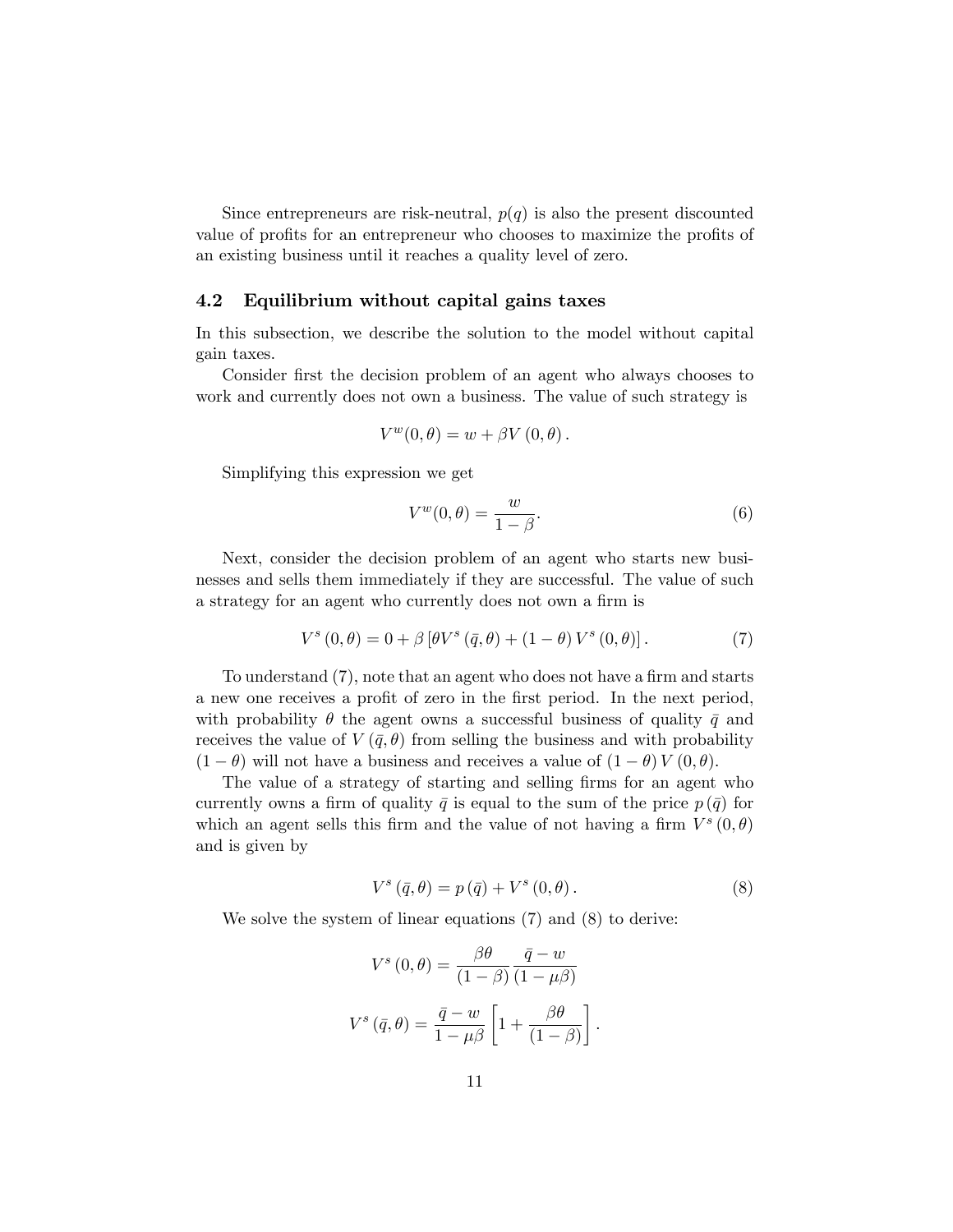Since entrepreneurs are risk-neutral, $p(q)$ is also the present discounted value of profits for an entrepreneur who chooses to maximize the profits of an existing business until it reaches a quality level of zero.

### 4.2 Equilibrium without capital gains taxes

In this subsection, we describe the solution to the model without capital gain taxes.

Consider first the decision problem of an agent who always chooses to work and currently does not own a business. The value of such strategy is

$$V^w(0, \theta) = w + \beta V(0, \theta).$$

Simplifying this expression we get

$$V^w(0, \theta) = \frac{w}{1-\beta}. \tag{6}$$

Next, consider the decision problem of an agent who starts new businesses and sells them immediately if they are successful. The value of such a strategy for an agent who currently does not own a firm is

$$V^s(0, \theta) = 0 + \beta \left[\theta V^s(\bar{q}, \theta) + (1-\theta) V^s(0, \theta)\right]. \tag{7}$$

To understand (7), note that an agent who does not have a firm and starts a new one receives a profit of zero in the first period. In the next period, with probability $\theta$ the agent owns a successful business of quality $\bar{q}$ and receives the value of $V(\bar{q}, \theta)$ from selling the business and with probability $(1-\theta)$ will not have a business and receives a value of $(1-\theta) V(0, \theta)$.

The value of a strategy of starting and selling firms for an agent who currently owns a firm of quality $\bar{q}$ is equal to the sum of the price $p(\bar{q})$ for which an agent sells this firm and the value of not having a firm $V^s(0, \theta)$ and is given by

$$V^s(\bar{q}, \theta) = p(\bar{q}) + V^s(0, \theta). \tag{8}$$

We solve the system of linear equations (7) and (8) to derive:

$$V^s(0, \theta) = \frac{\beta\theta}{(1-\beta)} \frac{\bar{q} - w}{(1-\mu\beta)}$$

$$V^s(\bar{q}, \theta) = \frac{\bar{q} - w}{1-\mu\beta} \left[1 + \frac{\beta\theta}{(1-\beta)}\right].$$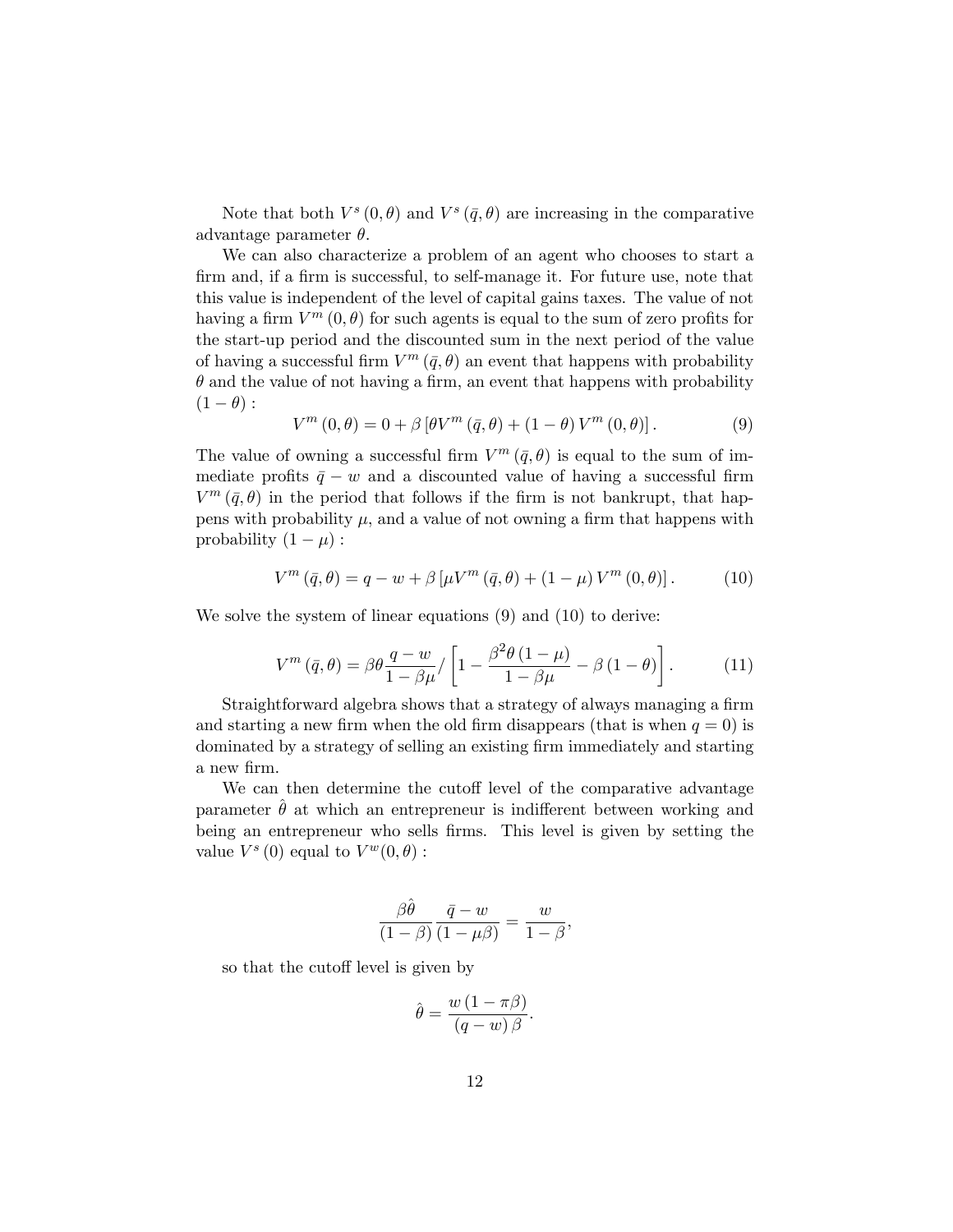Note that both $V^s(0,\theta)$ and $V^s(\bar{q},\theta)$ are increasing in the comparative advantage parameter $\theta$.

We can also characterize a problem of an agent who chooses to start a firm and, if a firm is successful, to self-manage it. For future use, note that this value is independent of the level of capital gains taxes. The value of not having a firm $V^m(0,\theta)$ for such agents is equal to the sum of zero profits for the start-up period and the discounted sum in the next period of the value of having a successful firm $V^m(\bar{q},\theta)$ an event that happens with probability $\theta$ and the value of not having a firm, an event that happens with probability $(1-\theta)$ :

$$V^m(0,\theta) = 0 + \beta\left[\theta V^m(\bar{q},\theta) + (1-\theta)V^m(0,\theta)\right]. \tag{9}$$

The value of owning a successful firm $V^m(\bar{q},\theta)$ is equal to the sum of immediate profits $\bar{q}-w$ and a discounted value of having a successful firm $V^m(\bar{q},\theta)$ in the period that follows if the firm is not bankrupt, that happens with probability $\mu$, and a value of not owning a firm that happens with probability $(1-\mu)$ :

$$V^m(\bar{q},\theta) = q - w + \beta\left[\mu V^m(\bar{q},\theta) + (1-\mu)V^m(0,\theta)\right]. \tag{10}$$

We solve the system of linear equations (9) and (10) to derive:

$$V^m(\bar{q},\theta) = \beta\theta\frac{q-w}{1-\beta\mu}/\left[1 - \frac{\beta^2\theta(1-\mu)}{1-\beta\mu} - \beta(1-\theta)\right]. \tag{11}$$

Straightforward algebra shows that a strategy of always managing a firm and starting a new firm when the old firm disappears (that is when $q=0$) is dominated by a strategy of selling an existing firm immediately and starting a new firm.

We can then determine the cutoff level of the comparative advantage parameter $\hat{\theta}$ at which an entrepreneur is indifferent between working and being an entrepreneur who sells firms. This level is given by setting the value $V^s(0)$ equal to $V^w(0,\theta)$ :

$$\frac{\beta\hat{\theta}}{(1-\beta)}\frac{\bar{q}-w}{(1-\mu\beta)} = \frac{w}{1-\beta},$$

so that the cutoff level is given by

$$\hat{\theta} = \frac{w(1-\pi\beta)}{(q-w)\beta}.$$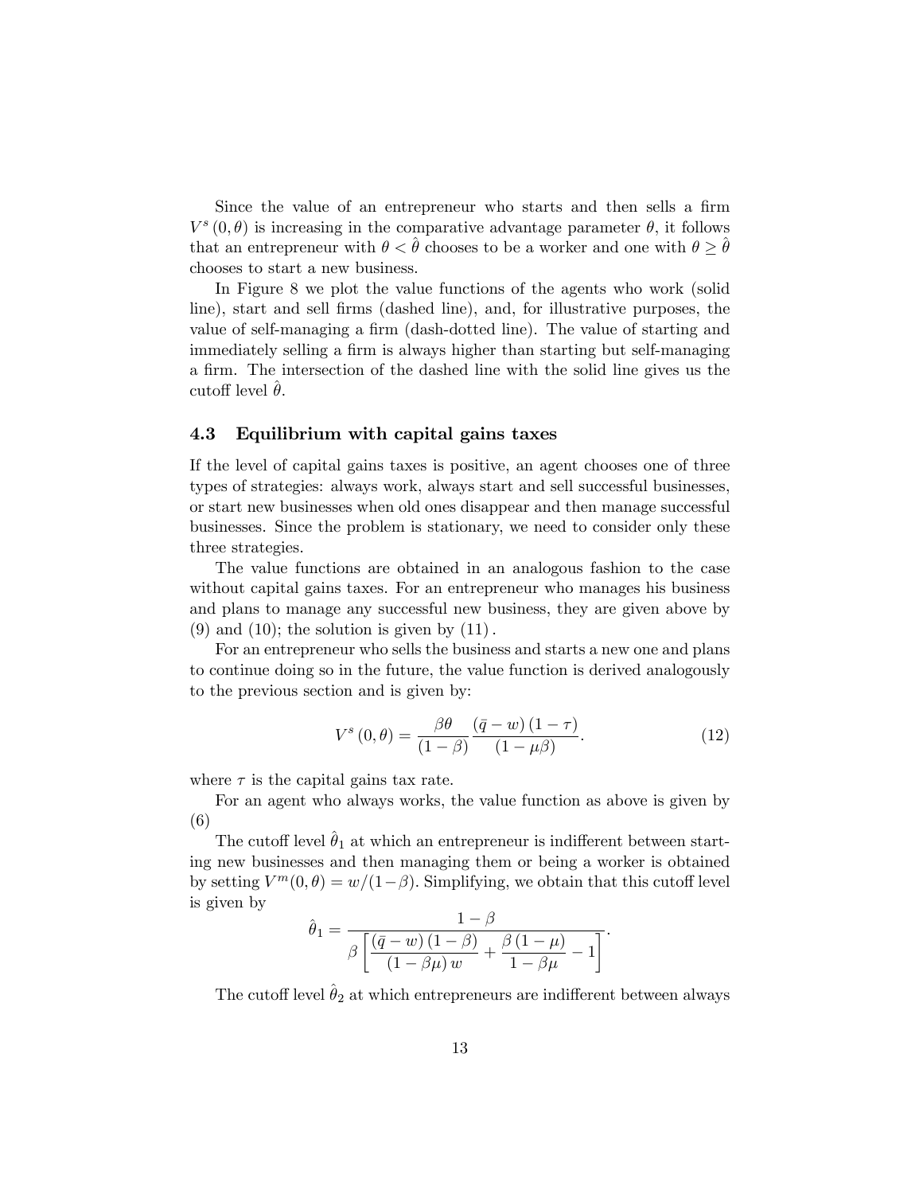Since the value of an entrepreneur who starts and then sells a firm $V^s(0, \theta)$ is increasing in the comparative advantage parameter $\theta$, it follows that an entrepreneur with $\theta < \hat{\theta}$ chooses to be a worker and one with $\theta \geq \hat{\theta}$ chooses to start a new business.

In Figure 8 we plot the value functions of the agents who work (solid line), start and sell firms (dashed line), and, for illustrative purposes, the value of self-managing a firm (dash-dotted line). The value of starting and immediately selling a firm is always higher than starting but self-managing a firm. The intersection of the dashed line with the solid line gives us the cutoff level $\hat{\theta}$.

### 4.3 Equilibrium with capital gains taxes

If the level of capital gains taxes is positive, an agent chooses one of three types of strategies: always work, always start and sell successful businesses, or start new businesses when old ones disappear and then manage successful businesses. Since the problem is stationary, we need to consider only these three strategies.

The value functions are obtained in an analogous fashion to the case without capital gains taxes. For an entrepreneur who manages his business and plans to manage any successful new business, they are given above by (9) and (10); the solution is given by (11).

For an entrepreneur who sells the business and starts a new one and plans to continue doing so in the future, the value function is derived analogously to the previous section and is given by:

$$V^s(0, \theta) = \frac{\beta\theta}{(1-\beta)} \frac{(\bar{q} - w)(1-\tau)}{(1-\mu\beta)}. \tag{12}$$

where $\tau$ is the capital gains tax rate.

For an agent who always works, the value function as above is given by (6)

The cutoff level $\hat{\theta}_1$ at which an entrepreneur is indifferent between starting new businesses and then managing them or being a worker is obtained by setting $V^m(0, \theta) = w/(1-\beta)$. Simplifying, we obtain that this cutoff level is given by

$$\hat{\theta}_1 = \frac{1-\beta}{\beta \left[ \frac{(\bar{q} - w)(1-\beta)}{(1-\beta\mu) w} + \frac{\beta(1-\mu)}{1-\beta\mu} - 1 \right]}.$$

The cutoff level $\hat{\theta}_2$ at which entrepreneurs are indifferent between always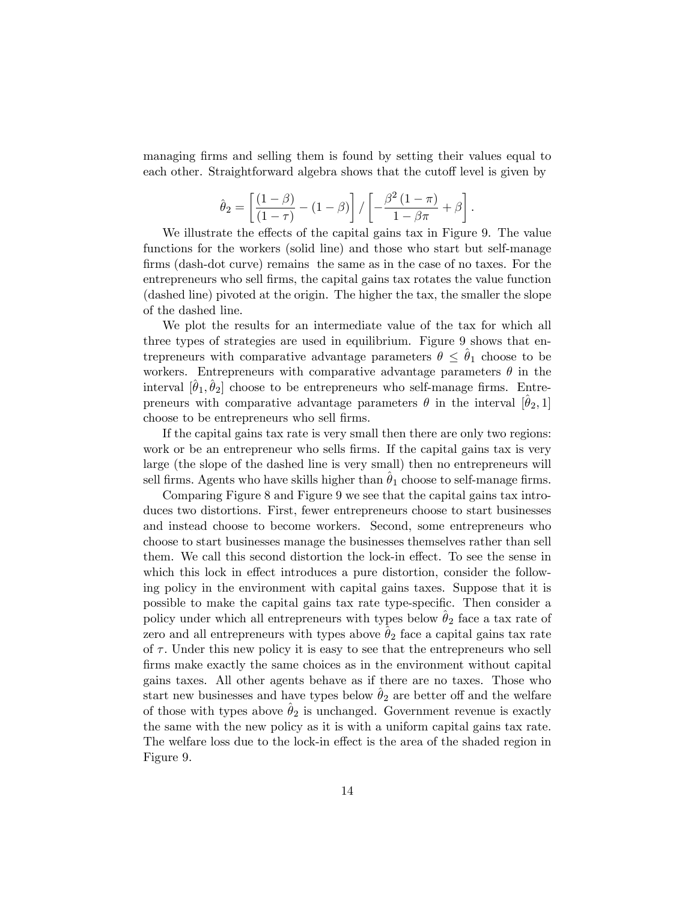managing firms and selling them is found by setting their values equal to each other. Straightforward algebra shows that the cutoff level is given by

$$\hat{\theta}_2 = \left[ \frac{(1-\beta)}{(1-\tau)} - (1-\beta) \right] / \left[ -\frac{\beta^2 (1-\pi)}{1-\beta\pi} + \beta \right].$$

We illustrate the effects of the capital gains tax in Figure 9. The value functions for the workers (solid line) and those who start but self-manage firms (dash-dot curve) remains the same as in the case of no taxes. For the entrepreneurs who sell firms, the capital gains tax rotates the value function (dashed line) pivoted at the origin. The higher the tax, the smaller the slope of the dashed line.

We plot the results for an intermediate value of the tax for which all three types of strategies are used in equilibrium. Figure 9 shows that entrepreneurs with comparative advantage parameters $\theta \leq \hat{\theta}_1$ choose to be workers. Entrepreneurs with comparative advantage parameters $\theta$ in the interval $[\hat{\theta}_1, \hat{\theta}_2]$ choose to be entrepreneurs who self-manage firms. Entrepreneurs with comparative advantage parameters $\theta$ in the interval $[\hat{\theta}_2, 1]$ choose to be entrepreneurs who sell firms.

If the capital gains tax rate is very small then there are only two regions: work or be an entrepreneur who sells firms. If the capital gains tax is very large (the slope of the dashed line is very small) then no entrepreneurs will sell firms. Agents who have skills higher than $\hat{\theta}_1$ choose to self-manage firms.

Comparing Figure 8 and Figure 9 we see that the capital gains tax introduces two distortions. First, fewer entrepreneurs choose to start businesses and instead choose to become workers. Second, some entrepreneurs who choose to start businesses manage the businesses themselves rather than sell them. We call this second distortion the lock-in effect. To see the sense in which this lock in effect introduces a pure distortion, consider the following policy in the environment with capital gains taxes. Suppose that it is possible to make the capital gains tax rate type-specific. Then consider a policy under which all entrepreneurs with types below $\hat{\theta}_2$ face a tax rate of zero and all entrepreneurs with types above $\hat{\theta}_2$ face a capital gains tax rate of $\tau$. Under this new policy it is easy to see that the entrepreneurs who sell firms make exactly the same choices as in the environment without capital gains taxes. All other agents behave as if there are no taxes. Those who start new businesses and have types below $\hat{\theta}_2$ are better off and the welfare of those with types above $\hat{\theta}_2$ is unchanged. Government revenue is exactly the same with the new policy as it is with a uniform capital gains tax rate. The welfare loss due to the lock-in effect is the area of the shaded region in Figure 9.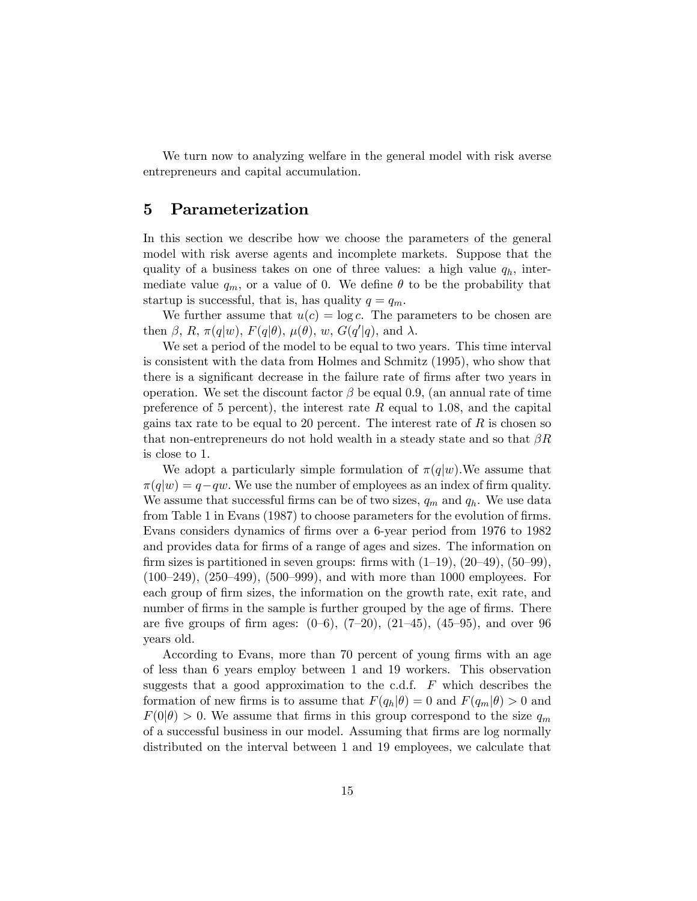We turn now to analyzing welfare in the general model with risk averse entrepreneurs and capital accumulation.

## 5 Parameterization

In this section we describe how we choose the parameters of the general model with risk averse agents and incomplete markets. Suppose that the quality of a business takes on one of three values: a high value $q_h$, intermediate value $q_m$, or a value of 0. We define $\theta$ to be the probability that startup is successful, that is, has quality $q = q_m$.

We further assume that $u(c) = \log c$. The parameters to be chosen are then $\beta$, $R$, $\pi(q|w)$, $F(q|\theta)$, $\mu(\theta)$, $w$, $G(q'|q)$, and $\lambda$.

We set a period of the model to be equal to two years. This time interval is consistent with the data from Holmes and Schmitz (1995), who show that there is a significant decrease in the failure rate of firms after two years in operation. We set the discount factor $\beta$ be equal 0.9, (an annual rate of time preference of 5 percent), the interest rate $R$ equal to 1.08, and the capital gains tax rate to be equal to 20 percent. The interest rate of $R$ is chosen so that non-entrepreneurs do not hold wealth in a steady state and so that $\beta R$ is close to 1.

We adopt a particularly simple formulation of $\pi(q|w)$.We assume that $\pi(q|w) = q - qw$. We use the number of employees as an index of firm quality. We assume that successful firms can be of two sizes, $q_m$ and $q_h$. We use data from Table 1 in Evans (1987) to choose parameters for the evolution of firms. Evans considers dynamics of firms over a 6-year period from 1976 to 1982 and provides data for firms of a range of ages and sizes. The information on firm sizes is partitioned in seven groups: firms with (1–19), (20–49), (50–99), (100–249), (250–499), (500–999), and with more than 1000 employees. For each group of firm sizes, the information on the growth rate, exit rate, and number of firms in the sample is further grouped by the age of firms. There are five groups of firm ages: (0–6), (7–20), (21–45), (45–95), and over 96 years old.

According to Evans, more than 70 percent of young firms with an age of less than 6 years employ between 1 and 19 workers. This observation suggests that a good approximation to the c.d.f. $F$ which describes the formation of new firms is to assume that $F(q_h|\theta) = 0$ and $F(q_m|\theta) > 0$ and $F(0|\theta) > 0$. We assume that firms in this group correspond to the size $q_m$ of a successful business in our model. Assuming that firms are log normally distributed on the interval between 1 and 19 employees, we calculate that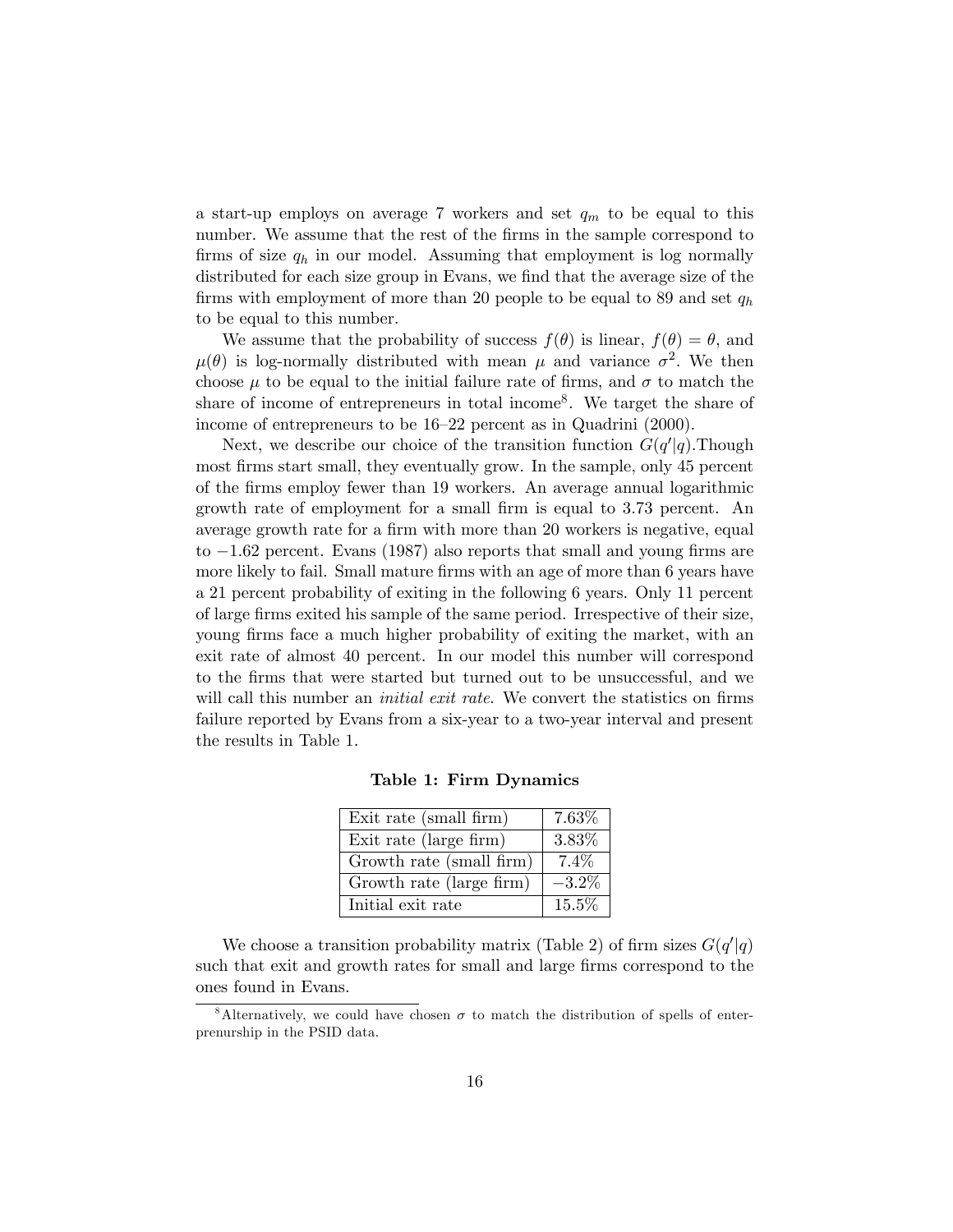a start-up employs on average 7 workers and set $q_m$ to be equal to this number. We assume that the rest of the firms in the sample correspond to firms of size $q_h$ in our model. Assuming that employment is log normally distributed for each size group in Evans, we find that the average size of the firms with employment of more than 20 people to be equal to 89 and set $q_h$ to be equal to this number.

We assume that the probability of success $f(\theta)$ is linear, $f(\theta) = \theta$, and $\mu(\theta)$ is log-normally distributed with mean $\mu$ and variance $\sigma^2$. We then choose $\mu$ to be equal to the initial failure rate of firms, and $\sigma$ to match the share of income of entrepreneurs in total income[8]. We target the share of income of entrepreneurs to be 16–22 percent as in Quadrini (2000).

Next, we describe our choice of the transition function $G(q'|q)$.Though most firms start small, they eventually grow. In the sample, only 45 percent of the firms employ fewer than 19 workers. An average annual logarithmic growth rate of employment for a small firm is equal to 3.73 percent. An average growth rate for a firm with more than 20 workers is negative, equal to −1.62 percent. Evans (1987) also reports that small and young firms are more likely to fail. Small mature firms with an age of more than 6 years have a 21 percent probability of exiting in the following 6 years. Only 11 percent of large firms exited his sample of the same period. Irrespective of their size, young firms face a much higher probability of exiting the market, with an exit rate of almost 40 percent. In our model this number will correspond to the firms that were started but turned out to be unsuccessful, and we will call this number an *initial exit rate*. We convert the statistics on firms failure reported by Evans from a six-year to a two-year interval and present the results in Table 1.

**Table 1: Firm Dynamics**

| | |
|---|---|
| Exit rate (small firm) | 7.63% |
| Exit rate (large firm) | 3.83% |
| Growth rate (small firm) | 7.4% |
| Growth rate (large firm) | −3.2% |
| Initial exit rate | 15.5% |

We choose a transition probability matrix (Table 2) of firm sizes $G(q'|q)$ such that exit and growth rates for small and large firms correspond to the ones found in Evans.

[8] Alternatively, we could have chosen $\sigma$ to match the distribution of spells of enterprenurship in the PSID data.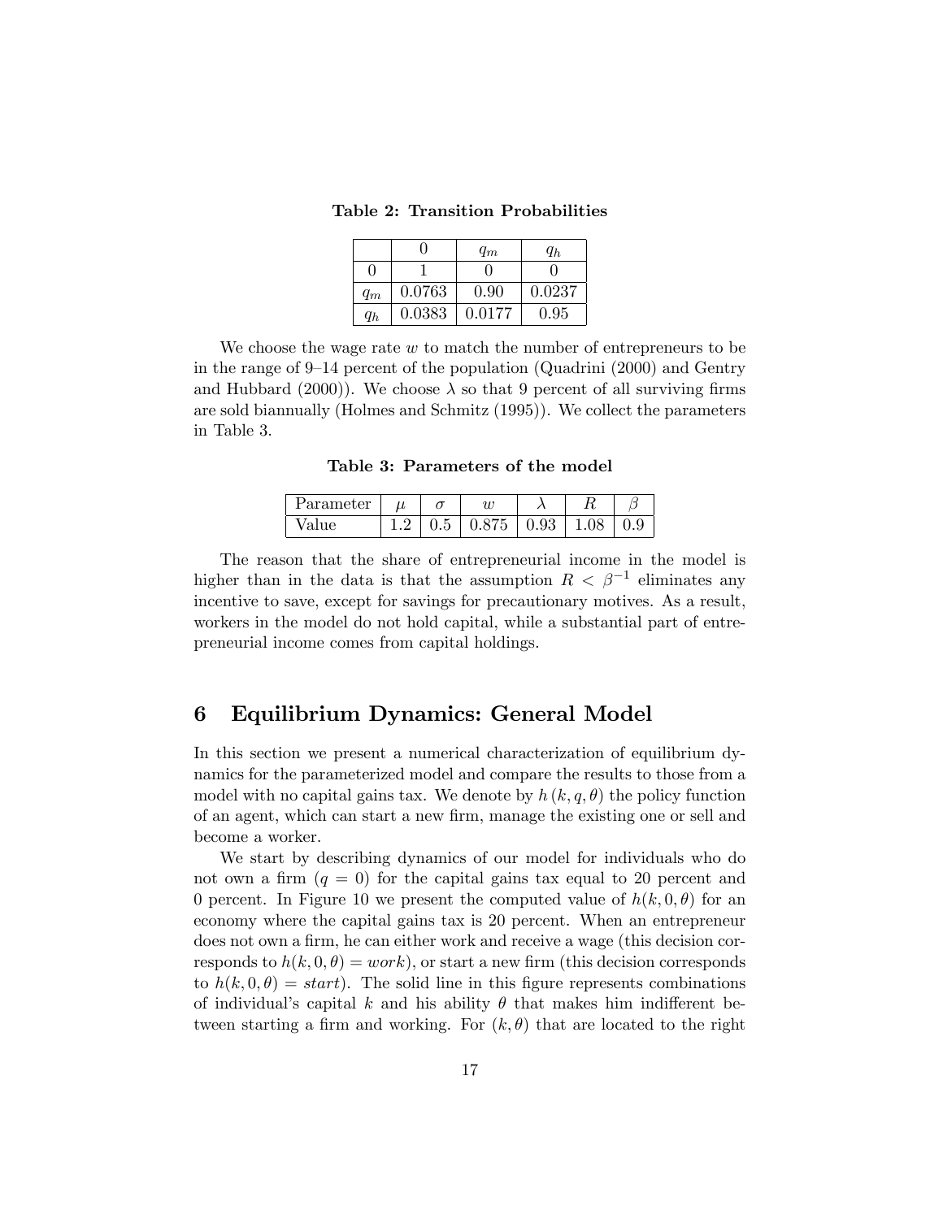**Table 2: Transition Probabilities**

| | $0$ | $q_m$ | $q_h$ |
|---|---|---|---|
| $0$ | 1 | 0 | 0 |
| $q_m$ | 0.0763 | 0.90 | 0.0237 |
| $q_h$ | 0.0383 | 0.0177 | 0.95 |

We choose the wage rate $w$ to match the number of entrepreneurs to be in the range of 9–14 percent of the population (Quadrini (2000) and Gentry and Hubbard (2000)). We choose $\lambda$ so that 9 percent of all surviving firms are sold biannually (Holmes and Schmitz (1995)). We collect the parameters in Table 3.

**Table 3: Parameters of the model**

| Parameter | $\mu$ | $\sigma$ | $w$ | $\lambda$ | $R$ | $\beta$ |
|---|---|---|---|---|---|---|
| Value | 1.2 | 0.5 | 0.875 | 0.93 | 1.08 | 0.9 |

The reason that the share of entrepreneurial income in the model is higher than in the data is that the assumption $R < \beta^{-1}$ eliminates any incentive to save, except for savings for precautionary motives. As a result, workers in the model do not hold capital, while a substantial part of entrepreneurial income comes from capital holdings.

# 6 Equilibrium Dynamics: General Model

In this section we present a numerical characterization of equilibrium dynamics for the parameterized model and compare the results to those from a model with no capital gains tax. We denote by $h(k, q, \theta)$ the policy function of an agent, which can start a new firm, manage the existing one or sell and become a worker.

We start by describing dynamics of our model for individuals who do not own a firm ($q = 0$) for the capital gains tax equal to 20 percent and 0 percent. In Figure 10 we present the computed value of $h(k, 0, \theta)$ for an economy where the capital gains tax is 20 percent. When an entrepreneur does not own a firm, he can either work and receive a wage (this decision corresponds to $h(k, 0, \theta) = work$), or start a new firm (this decision corresponds to $h(k, 0, \theta) = start$). The solid line in this figure represents combinations of individual's capital $k$ and his ability $\theta$ that makes him indifferent between starting a firm and working. For $(k, \theta)$ that are located to the right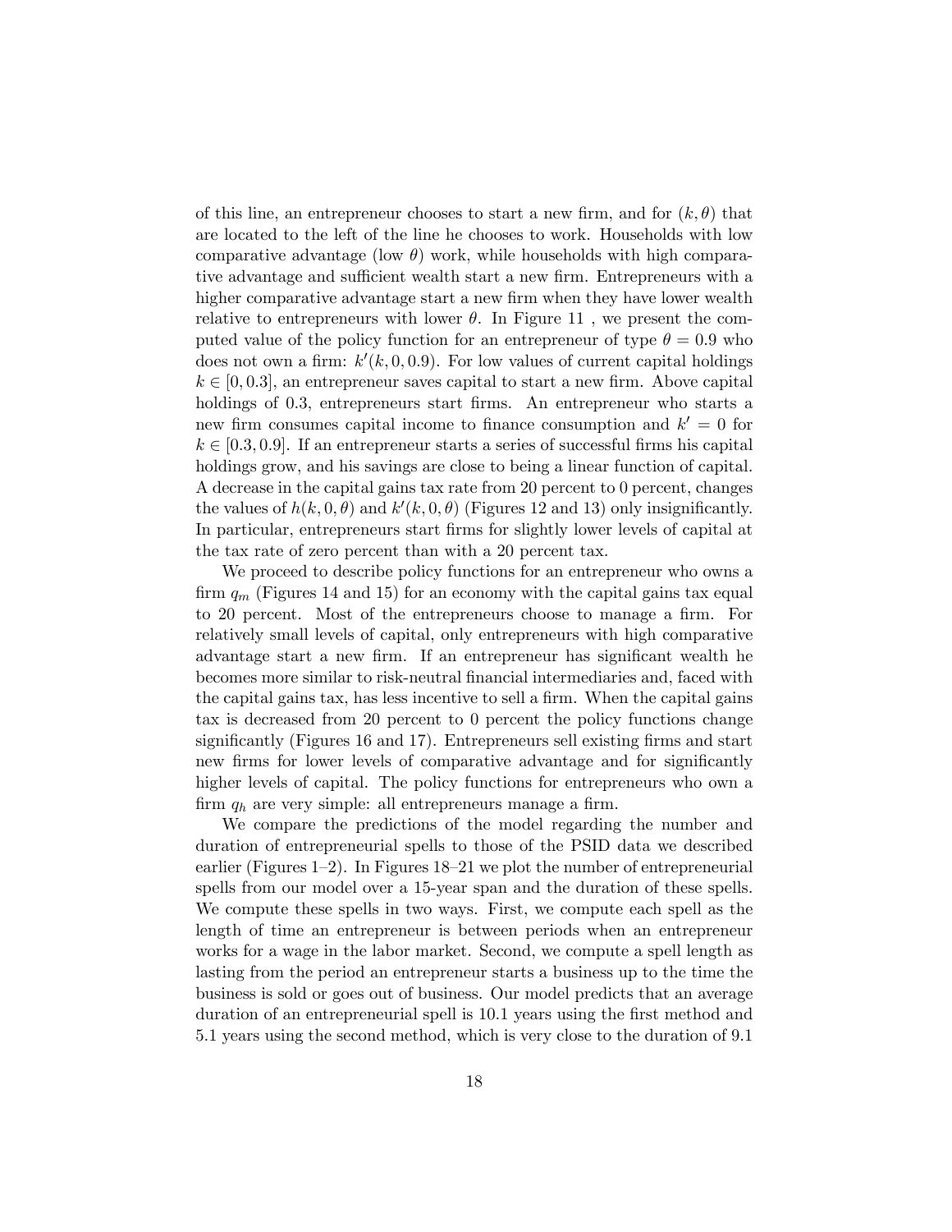of this line, an entrepreneur chooses to start a new firm, and for $(k, \theta)$ that are located to the left of the line he chooses to work. Households with low comparative advantage (low $\theta$) work, while households with high comparative advantage and sufficient wealth start a new firm. Entrepreneurs with a higher comparative advantage start a new firm when they have lower wealth relative to entrepreneurs with lower $\theta$. In Figure 11 , we present the computed value of the policy function for an entrepreneur of type $\theta = 0.9$ who does not own a firm: $k'(k, 0, 0.9)$. For low values of current capital holdings $k \in [0, 0.3]$, an entrepreneur saves capital to start a new firm. Above capital holdings of 0.3, entrepreneurs start firms. An entrepreneur who starts a new firm consumes capital income to finance consumption and $k' = 0$ for $k \in [0.3, 0.9]$. If an entrepreneur starts a series of successful firms his capital holdings grow, and his savings are close to being a linear function of capital. A decrease in the capital gains tax rate from 20 percent to 0 percent, changes the values of $h(k, 0, \theta)$ and $k'(k, 0, \theta)$ (Figures 12 and 13) only insignificantly. In particular, entrepreneurs start firms for slightly lower levels of capital at the tax rate of zero percent than with a 20 percent tax.

We proceed to describe policy functions for an entrepreneur who owns a firm $q_m$ (Figures 14 and 15) for an economy with the capital gains tax equal to 20 percent. Most of the entrepreneurs choose to manage a firm. For relatively small levels of capital, only entrepreneurs with high comparative advantage start a new firm. If an entrepreneur has significant wealth he becomes more similar to risk-neutral financial intermediaries and, faced with the capital gains tax, has less incentive to sell a firm. When the capital gains tax is decreased from 20 percent to 0 percent the policy functions change significantly (Figures 16 and 17). Entrepreneurs sell existing firms and start new firms for lower levels of comparative advantage and for significantly higher levels of capital. The policy functions for entrepreneurs who own a firm $q_h$ are very simple: all entrepreneurs manage a firm.

We compare the predictions of the model regarding the number and duration of entrepreneurial spells to those of the PSID data we described earlier (Figures 1–2). In Figures 18–21 we plot the number of entrepreneurial spells from our model over a 15-year span and the duration of these spells. We compute these spells in two ways. First, we compute each spell as the length of time an entrepreneur is between periods when an entrepreneur works for a wage in the labor market. Second, we compute a spell length as lasting from the period an entrepreneur starts a business up to the time the business is sold or goes out of business. Our model predicts that an average duration of an entrepreneurial spell is 10.1 years using the first method and 5.1 years using the second method, which is very close to the duration of 9.1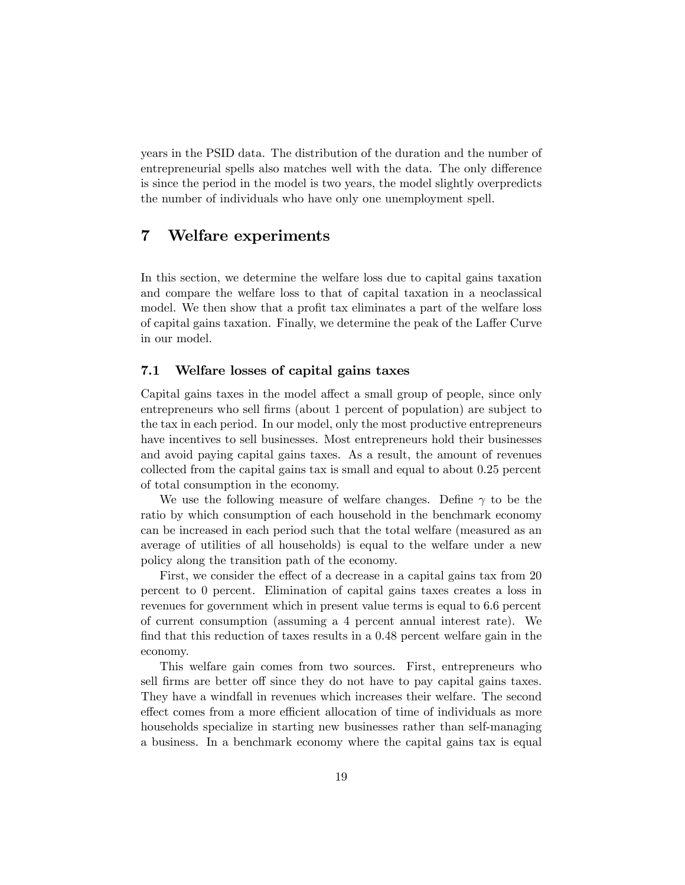years in the PSID data. The distribution of the duration and the number of entrepreneurial spells also matches well with the data. The only difference is since the period in the model is two years, the model slightly overpredicts the number of individuals who have only one unemployment spell.

# 7 Welfare experiments

In this section, we determine the welfare loss due to capital gains taxation and compare the welfare loss to that of capital taxation in a neoclassical model. We then show that a profit tax eliminates a part of the welfare loss of capital gains taxation. Finally, we determine the peak of the Laffer Curve in our model.

## 7.1 Welfare losses of capital gains taxes

Capital gains taxes in the model affect a small group of people, since only entrepreneurs who sell firms (about 1 percent of population) are subject to the tax in each period. In our model, only the most productive entrepreneurs have incentives to sell businesses. Most entrepreneurs hold their businesses and avoid paying capital gains taxes. As a result, the amount of revenues collected from the capital gains tax is small and equal to about 0.25 percent of total consumption in the economy.

We use the following measure of welfare changes. Define $\gamma$ to be the ratio by which consumption of each household in the benchmark economy can be increased in each period such that the total welfare (measured as an average of utilities of all households) is equal to the welfare under a new policy along the transition path of the economy.

First, we consider the effect of a decrease in a capital gains tax from 20 percent to 0 percent. Elimination of capital gains taxes creates a loss in revenues for government which in present value terms is equal to 6.6 percent of current consumption (assuming a 4 percent annual interest rate). We find that this reduction of taxes results in a 0.48 percent welfare gain in the economy.

This welfare gain comes from two sources. First, entrepreneurs who sell firms are better off since they do not have to pay capital gains taxes. They have a windfall in revenues which increases their welfare. The second effect comes from a more efficient allocation of time of individuals as more households specialize in starting new businesses rather than self-managing a business. In a benchmark economy where the capital gains tax is equal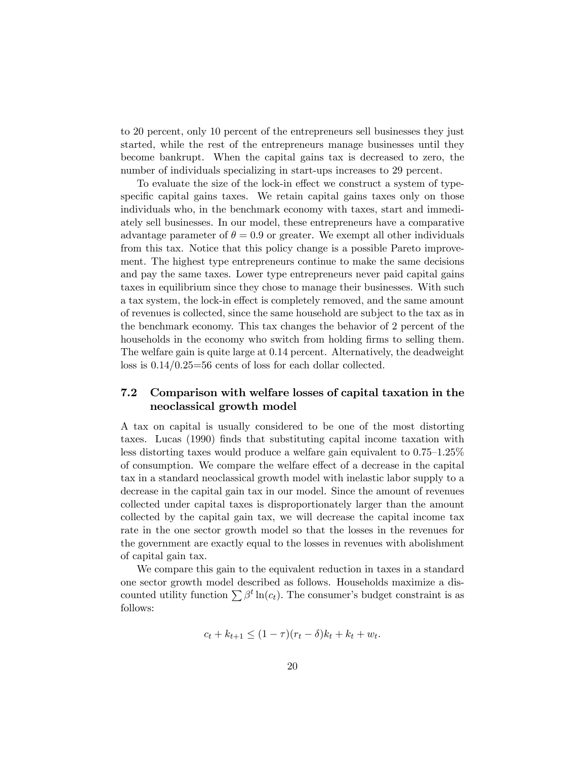to 20 percent, only 10 percent of the entrepreneurs sell businesses they just started, while the rest of the entrepreneurs manage businesses until they become bankrupt. When the capital gains tax is decreased to zero, the number of individuals specializing in start-ups increases to 29 percent.

To evaluate the size of the lock-in effect we construct a system of type-specific capital gains taxes. We retain capital gains taxes only on those individuals who, in the benchmark economy with taxes, start and immediately sell businesses. In our model, these entrepreneurs have a comparative advantage parameter of $\theta = 0.9$ or greater. We exempt all other individuals from this tax. Notice that this policy change is a possible Pareto improvement. The highest type entrepreneurs continue to make the same decisions and pay the same taxes. Lower type entrepreneurs never paid capital gains taxes in equilibrium since they chose to manage their businesses. With such a tax system, the lock-in effect is completely removed, and the same amount of revenues is collected, since the same household are subject to the tax as in the benchmark economy. This tax changes the behavior of 2 percent of the households in the economy who switch from holding firms to selling them. The welfare gain is quite large at 0.14 percent. Alternatively, the deadweight loss is 0.14/0.25=56 cents of loss for each dollar collected.

### 7.2 Comparison with welfare losses of capital taxation in the neoclassical growth model

A tax on capital is usually considered to be one of the most distorting taxes. Lucas (1990) finds that substituting capital income taxation with less distorting taxes would produce a welfare gain equivalent to 0.75–1.25% of consumption. We compare the welfare effect of a decrease in the capital tax in a standard neoclassical growth model with inelastic labor supply to a decrease in the capital gain tax in our model. Since the amount of revenues collected under capital taxes is disproportionately larger than the amount collected by the capital gain tax, we will decrease the capital income tax rate in the one sector growth model so that the losses in the revenues for the government are exactly equal to the losses in revenues with abolishment of capital gain tax.

We compare this gain to the equivalent reduction in taxes in a standard one sector growth model described as follows. Households maximize a discounted utility function $\sum \beta^t \ln(c_t)$. The consumer's budget constraint is as follows:

$$c_t + k_{t+1} \leq (1-\tau)(r_t - \delta)k_t + k_t + w_t.$$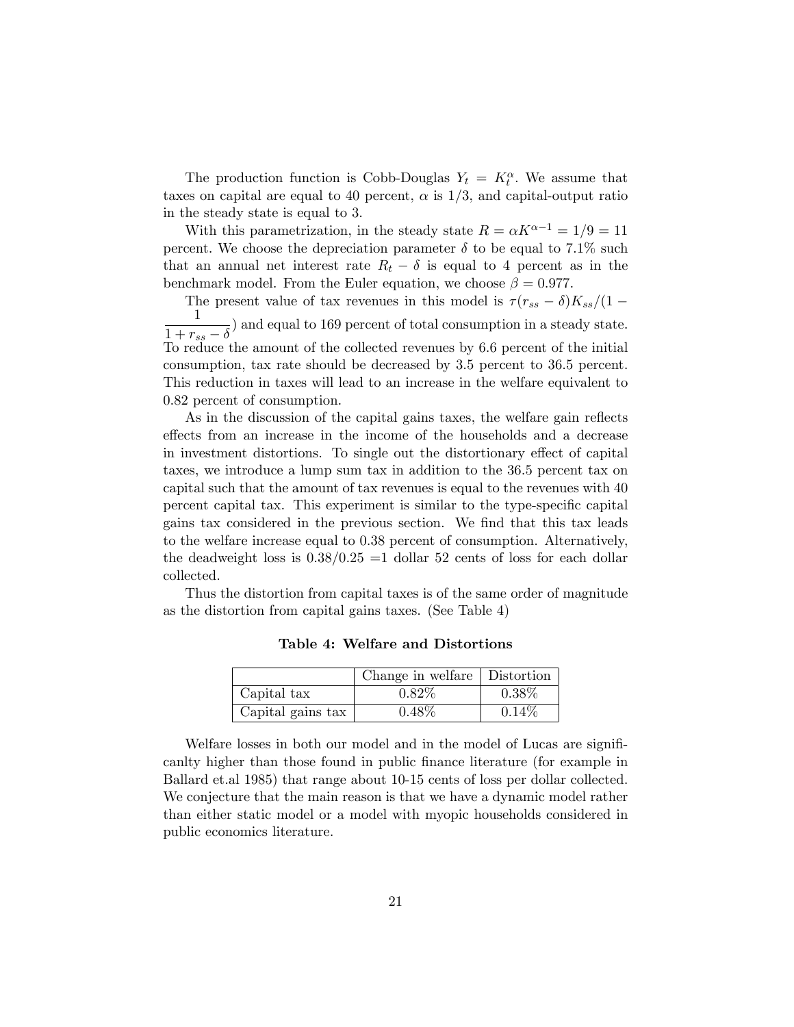The production function is Cobb-Douglas $Y_t = K_t^{\alpha}$. We assume that taxes on capital are equal to 40 percent, $\alpha$ is 1/3, and capital-output ratio in the steady state is equal to 3.

With this parametrization, in the steady state $R = \alpha K^{\alpha-1} = 1/9 = 11$ percent. We choose the depreciation parameter $\delta$ to be equal to 7.1% such that an annual net interest rate $R_t - \delta$ is equal to 4 percent as in the benchmark model. From the Euler equation, we choose $\beta = 0.977$.

The present value of tax revenues in this model is $\tau(r_{ss} - \delta)K_{ss}/(1 - \frac{1}{1 + r_{ss} - \delta})$ and equal to 169 percent of total consumption in a steady state. To reduce the amount of the collected revenues by 6.6 percent of the initial consumption, tax rate should be decreased by 3.5 percent to 36.5 percent. This reduction in taxes will lead to an increase in the welfare equivalent to 0.82 percent of consumption.

As in the discussion of the capital gains taxes, the welfare gain reflects effects from an increase in the income of the households and a decrease in investment distortions. To single out the distortionary effect of capital taxes, we introduce a lump sum tax in addition to the 36.5 percent tax on capital such that the amount of tax revenues is equal to the revenues with 40 percent capital tax. This experiment is similar to the type-specific capital gains tax considered in the previous section. We find that this tax leads to the welfare increase equal to 0.38 percent of consumption. Alternatively, the deadweight loss is 0.38/0.25 =1 dollar 52 cents of loss for each dollar collected.

Thus the distortion from capital taxes is of the same order of magnitude as the distortion from capital gains taxes. (See Table 4)

**Table 4: Welfare and Distortions**

| | Change in welfare | Distortion |
|---|---|---|
| Capital tax | 0.82% | 0.38% |
| Capital gains tax | 0.48% | 0.14% |

Welfare losses in both our model and in the model of Lucas are signifi-canlty higher than those found in public finance literature (for example in Ballard et.al 1985) that range about 10-15 cents of loss per dollar collected. We conjecture that the main reason is that we have a dynamic model rather than either static model or a model with myopic households considered in public economics literature.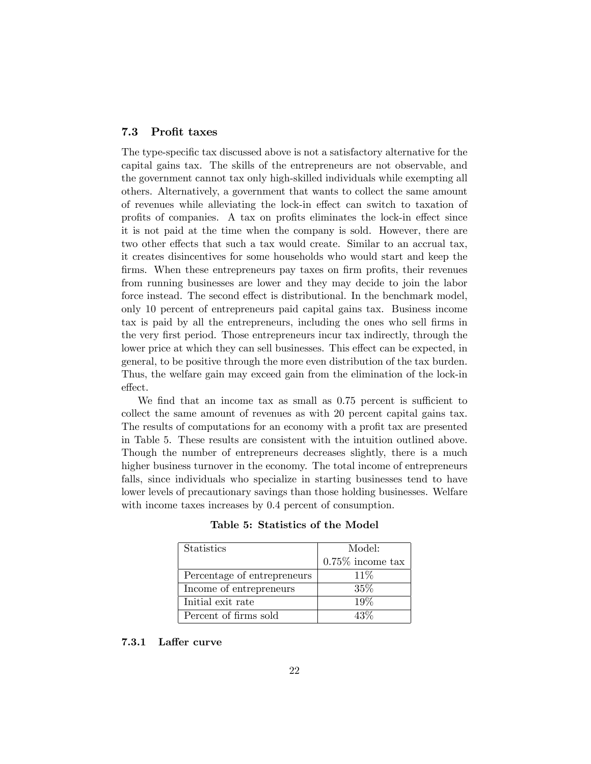### 7.3 Profit taxes

The type-specific tax discussed above is not a satisfactory alternative for the capital gains tax. The skills of the entrepreneurs are not observable, and the government cannot tax only high-skilled individuals while exempting all others. Alternatively, a government that wants to collect the same amount of revenues while alleviating the lock-in effect can switch to taxation of profits of companies. A tax on profits eliminates the lock-in effect since it is not paid at the time when the company is sold. However, there are two other effects that such a tax would create. Similar to an accrual tax, it creates disincentives for some households who would start and keep the firms. When these entrepreneurs pay taxes on firm profits, their revenues from running businesses are lower and they may decide to join the labor force instead. The second effect is distributional. In the benchmark model, only 10 percent of entrepreneurs paid capital gains tax. Business income tax is paid by all the entrepreneurs, including the ones who sell firms in the very first period. Those entrepreneurs incur tax indirectly, through the lower price at which they can sell businesses. This effect can be expected, in general, to be positive through the more even distribution of the tax burden. Thus, the welfare gain may exceed gain from the elimination of the lock-in effect.

We find that an income tax as small as 0.75 percent is sufficient to collect the same amount of revenues as with 20 percent capital gains tax. The results of computations for an economy with a profit tax are presented in Table 5. These results are consistent with the intuition outlined above. Though the number of entrepreneurs decreases slightly, there is a much higher business turnover in the economy. The total income of entrepreneurs falls, since individuals who specialize in starting businesses tend to have lower levels of precautionary savings than those holding businesses. Welfare with income taxes increases by 0.4 percent of consumption.

**Table 5: Statistics of the Model**

| Statistics | Model: 0.75% income tax |
|---|---|
| Percentage of entrepreneurs | 11% |
| Income of entrepreneurs | 35% |
| Initial exit rate | 19% |
| Percent of firms sold | 43% |

#### 7.3.1 Laffer curve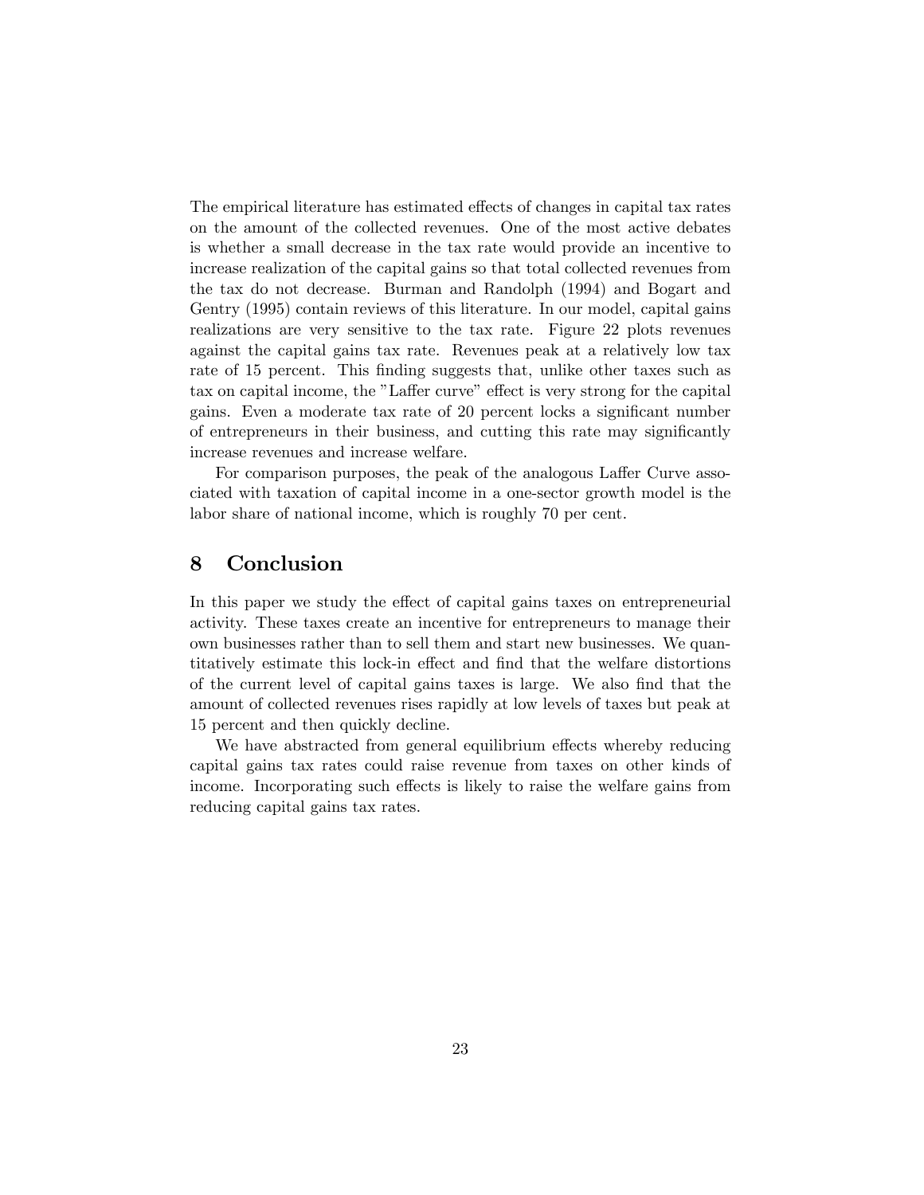The empirical literature has estimated effects of changes in capital tax rates on the amount of the collected revenues. One of the most active debates is whether a small decrease in the tax rate would provide an incentive to increase realization of the capital gains so that total collected revenues from the tax do not decrease. Burman and Randolph (1994) and Bogart and Gentry (1995) contain reviews of this literature. In our model, capital gains realizations are very sensitive to the tax rate. Figure 22 plots revenues against the capital gains tax rate. Revenues peak at a relatively low tax rate of 15 percent. This finding suggests that, unlike other taxes such as tax on capital income, the "Laffer curve" effect is very strong for the capital gains. Even a moderate tax rate of 20 percent locks a significant number of entrepreneurs in their business, and cutting this rate may significantly increase revenues and increase welfare.

For comparison purposes, the peak of the analogous Laffer Curve associated with taxation of capital income in a one-sector growth model is the labor share of national income, which is roughly 70 per cent.

## 8 Conclusion

In this paper we study the effect of capital gains taxes on entrepreneurial activity. These taxes create an incentive for entrepreneurs to manage their own businesses rather than to sell them and start new businesses. We quantitatively estimate this lock-in effect and find that the welfare distortions of the current level of capital gains taxes is large. We also find that the amount of collected revenues rises rapidly at low levels of taxes but peak at 15 percent and then quickly decline.

We have abstracted from general equilibrium effects whereby reducing capital gains tax rates could raise revenue from taxes on other kinds of income. Incorporating such effects is likely to raise the welfare gains from reducing capital gains tax rates.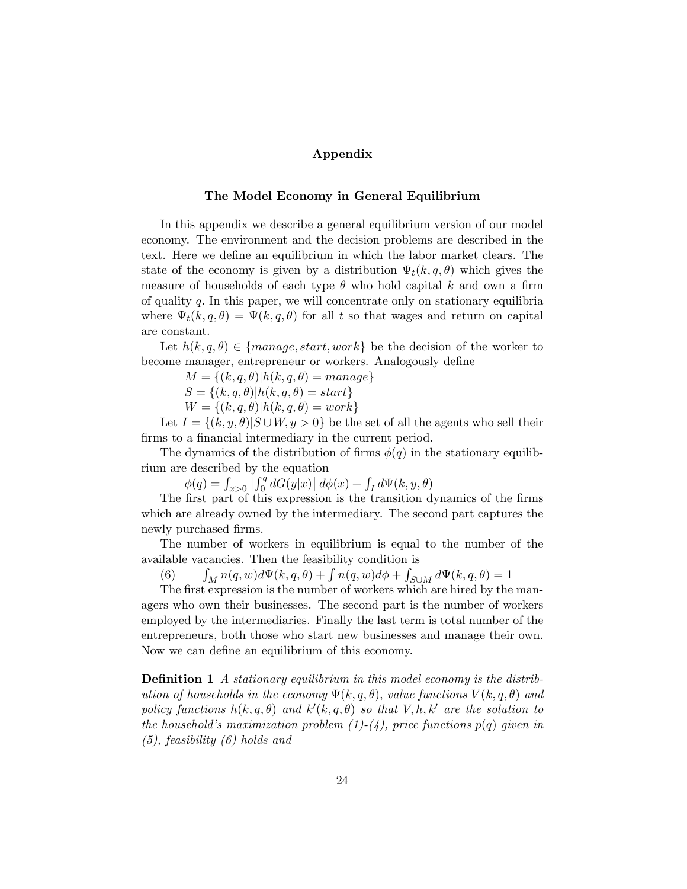# Appendix

## The Model Economy in General Equilibrium

In this appendix we describe a general equilibrium version of our model economy. The environment and the decision problems are described in the text. Here we define an equilibrium in which the labor market clears. The state of the economy is given by a distribution $\Psi_t(k, q, \theta)$ which gives the measure of households of each type $\theta$ who hold capital $k$ and own a firm of quality $q$. In this paper, we will concentrate only on stationary equilibria where $\Psi_t(k, q, \theta) = \Psi(k, q, \theta)$ for all $t$ so that wages and return on capital are constant.

Let $h(k, q, \theta) \in \{manage, start, work\}$ be the decision of the worker to become manager, entrepreneur or workers. Analogously define

$M = \{(k, q, \theta) | h(k, q, \theta) = manage\}$

$S = \{(k, q, \theta) | h(k, q, \theta) = start\}$

$W = \{(k, q, \theta) | h(k, q, \theta) = work\}$

Let $I = \{(k, y, \theta) | S \cup W, y > 0\}$ be the set of all the agents who sell their firms to a financial intermediary in the current period.

The dynamics of the distribution of firms $\phi(q)$ in the stationary equilibrium are described by the equation

$$\phi(q) = \int_{x>0} \left[ \int_0^q dG(y|x) \right] d\phi(x) + \int_I d\Psi(k, y, \theta)$$

The first part of this expression is the transition dynamics of the firms which are already owned by the intermediary. The second part captures the newly purchased firms.

The number of workers in equilibrium is equal to the number of the available vacancies. Then the feasibility condition is

$$(6) \qquad \int_M n(q, w) d\Psi(k, q, \theta) + \int n(q, w) d\phi + \int_{S \cup M} d\Psi(k, q, \theta) = 1$$

The first expression is the number of workers which are hired by the managers who own their businesses. The second part is the number of workers employed by the intermediaries. Finally the last term is total number of the entrepreneurs, both those who start new businesses and manage their own. Now we can define an equilibrium of this economy.

**Definition 1** *A stationary equilibrium in this model economy is the distribution of households in the economy $\Psi(k, q, \theta)$, value functions $V(k, q, \theta)$ and policy functions $h(k, q, \theta)$ and $k'(k, q, \theta)$ so that $V, h, k'$ are the solution to the household's maximization problem (1)-(4), price functions $p(q)$ given in (5), feasibility (6) holds and*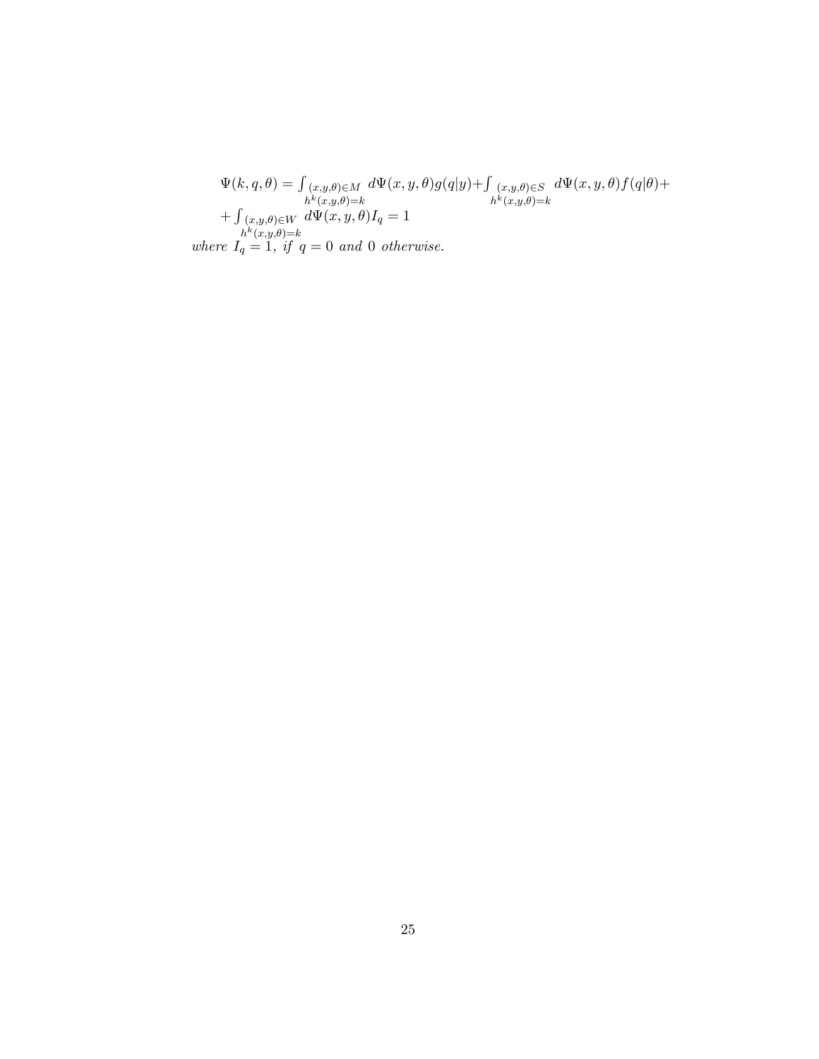$$\Psi(k,q,\theta) = \int_{\substack{(x,y,\theta)\in M \\ h^k(x,y,\theta)=k}} d\Psi(x,y,\theta) g(q|y) + \int_{\substack{(x,y,\theta)\in S \\ h^k(x,y,\theta)=k}} d\Psi(x,y,\theta) f(q|\theta) +$$

$$+ \int_{\substack{(x,y,\theta)\in W \\ h^k(x,y,\theta)=k}} d\Psi(x,y,\theta) I_q = 1$$

*where* $I_q = 1$, *if* $q = 0$ *and* $0$ *otherwise.*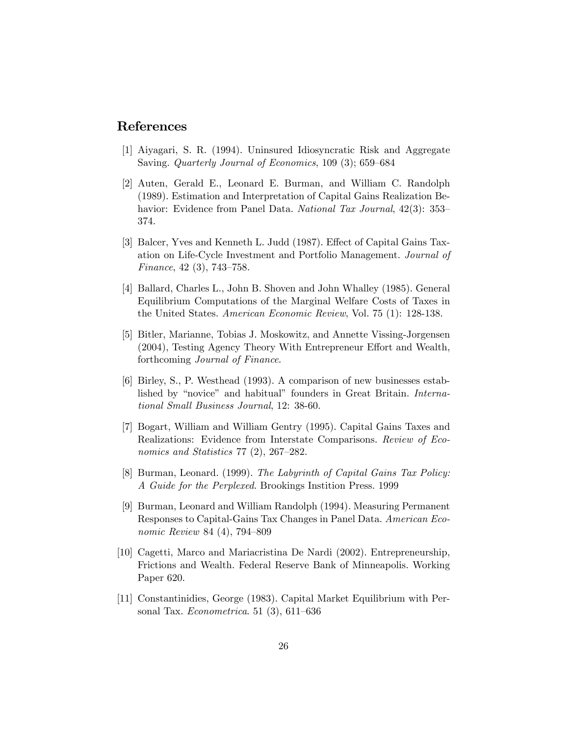## References

[1] Aiyagari, S. R. (1994). Uninsured Idiosyncratic Risk and Aggregate Saving. *Quarterly Journal of Economics*, 109 (3); 659–684

[2] Auten, Gerald E., Leonard E. Burman, and William C. Randolph (1989). Estimation and Interpretation of Capital Gains Realization Behavior: Evidence from Panel Data. *National Tax Journal*, 42(3): 353–374.

[3] Balcer, Yves and Kenneth L. Judd (1987). Effect of Capital Gains Taxation on Life-Cycle Investment and Portfolio Management. *Journal of Finance*, 42 (3), 743–758.

[4] Ballard, Charles L., John B. Shoven and John Whalley (1985). General Equilibrium Computations of the Marginal Welfare Costs of Taxes in the United States. *American Economic Review*, Vol. 75 (1): 128-138.

[5] Bitler, Marianne, Tobias J. Moskowitz, and Annette Vissing-Jorgensen (2004), Testing Agency Theory With Entrepreneur Effort and Wealth, forthcoming *Journal of Finance*.

[6] Birley, S., P. Westhead (1993). A comparison of new businesses established by "novice" and habitual" founders in Great Britain. *International Small Business Journal*, 12: 38-60.

[7] Bogart, William and William Gentry (1995). Capital Gains Taxes and Realizations: Evidence from Interstate Comparisons. *Review of Economics and Statistics* 77 (2), 267–282.

[8] Burman, Leonard. (1999). *The Labyrinth of Capital Gains Tax Policy: A Guide for the Perplexed*. Brookings Instition Press. 1999

[9] Burman, Leonard and William Randolph (1994). Measuring Permanent Responses to Capital-Gains Tax Changes in Panel Data. *American Economic Review* 84 (4), 794–809

[10] Cagetti, Marco and Mariacristina De Nardi (2002). Entrepreneurship, Frictions and Wealth. Federal Reserve Bank of Minneapolis. Working Paper 620.

[11] Constantinidies, George (1983). Capital Market Equilibrium with Personal Tax. *Econometrica*. 51 (3), 611–636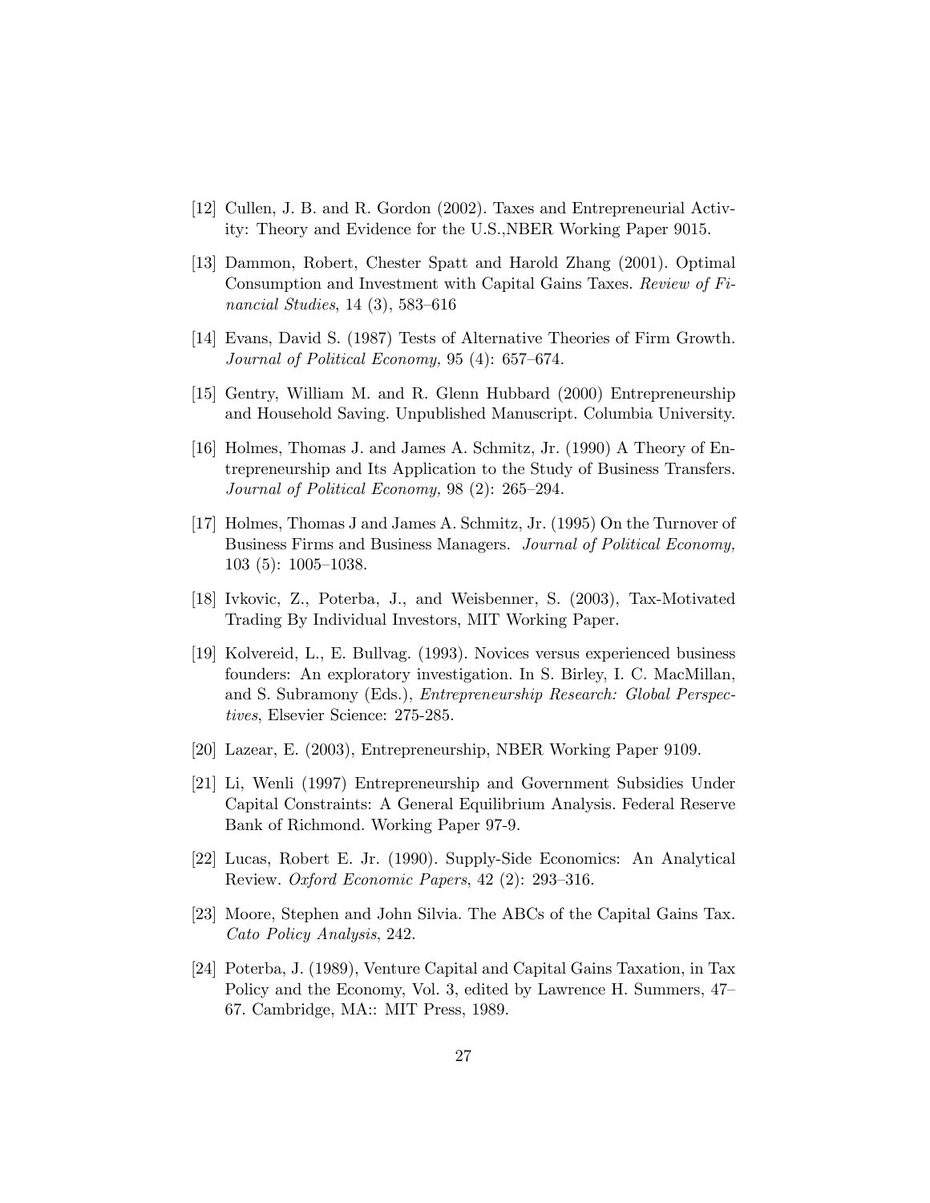[12] Cullen, J. B. and R. Gordon (2002). Taxes and Entrepreneurial Activity: Theory and Evidence for the U.S.,NBER Working Paper 9015.

[13] Dammon, Robert, Chester Spatt and Harold Zhang (2001). Optimal Consumption and Investment with Capital Gains Taxes. *Review of Financial Studies*, 14 (3), 583–616

[14] Evans, David S. (1987) Tests of Alternative Theories of Firm Growth. *Journal of Political Economy,* 95 (4): 657–674.

[15] Gentry, William M. and R. Glenn Hubbard (2000) Entrepreneurship and Household Saving. Unpublished Manuscript. Columbia University.

[16] Holmes, Thomas J. and James A. Schmitz, Jr. (1990) A Theory of Entrepreneurship and Its Application to the Study of Business Transfers. *Journal of Political Economy,* 98 (2): 265–294.

[17] Holmes, Thomas J and James A. Schmitz, Jr. (1995) On the Turnover of Business Firms and Business Managers. *Journal of Political Economy,* 103 (5): 1005–1038.

[18] Ivkovic, Z., Poterba, J., and Weisbenner, S. (2003), Tax-Motivated Trading By Individual Investors, MIT Working Paper.

[19] Kolvereid, L., E. Bullvag. (1993). Novices versus experienced business founders: An exploratory investigation. In S. Birley, I. C. MacMillan, and S. Subramony (Eds.), *Entrepreneurship Research: Global Perspectives*, Elsevier Science: 275-285.

[20] Lazear, E. (2003), Entrepreneurship, NBER Working Paper 9109.

[21] Li, Wenli (1997) Entrepreneurship and Government Subsidies Under Capital Constraints: A General Equilibrium Analysis. Federal Reserve Bank of Richmond. Working Paper 97-9.

[22] Lucas, Robert E. Jr. (1990). Supply-Side Economics: An Analytical Review. *Oxford Economic Papers*, 42 (2): 293–316.

[23] Moore, Stephen and John Silvia. The ABCs of the Capital Gains Tax. *Cato Policy Analysis*, 242.

[24] Poterba, J. (1989), Venture Capital and Capital Gains Taxation, in Tax Policy and the Economy, Vol. 3, edited by Lawrence H. Summers, 47–67. Cambridge, MA:: MIT Press, 1989.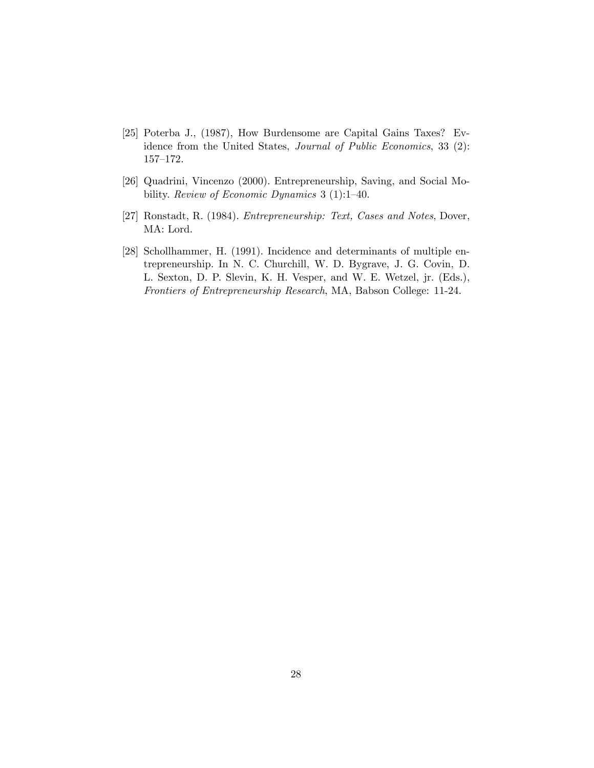[25] Poterba J., (1987), How Burdensome are Capital Gains Taxes? Evidence from the United States, *Journal of Public Economics*, 33 (2): 157–172.

[26] Quadrini, Vincenzo (2000). Entrepreneurship, Saving, and Social Mobility. *Review of Economic Dynamics* 3 (1):1–40.

[27] Ronstadt, R. (1984). *Entrepreneurship: Text, Cases and Notes*, Dover, MA: Lord.

[28] Schollhammer, H. (1991). Incidence and determinants of multiple entrepreneurship. In N. C. Churchill, W. D. Bygrave, J. G. Covin, D. L. Sexton, D. P. Slevin, K. H. Vesper, and W. E. Wetzel, jr. (Eds.), *Frontiers of Entrepreneurship Research*, MA, Babson College: 11-24.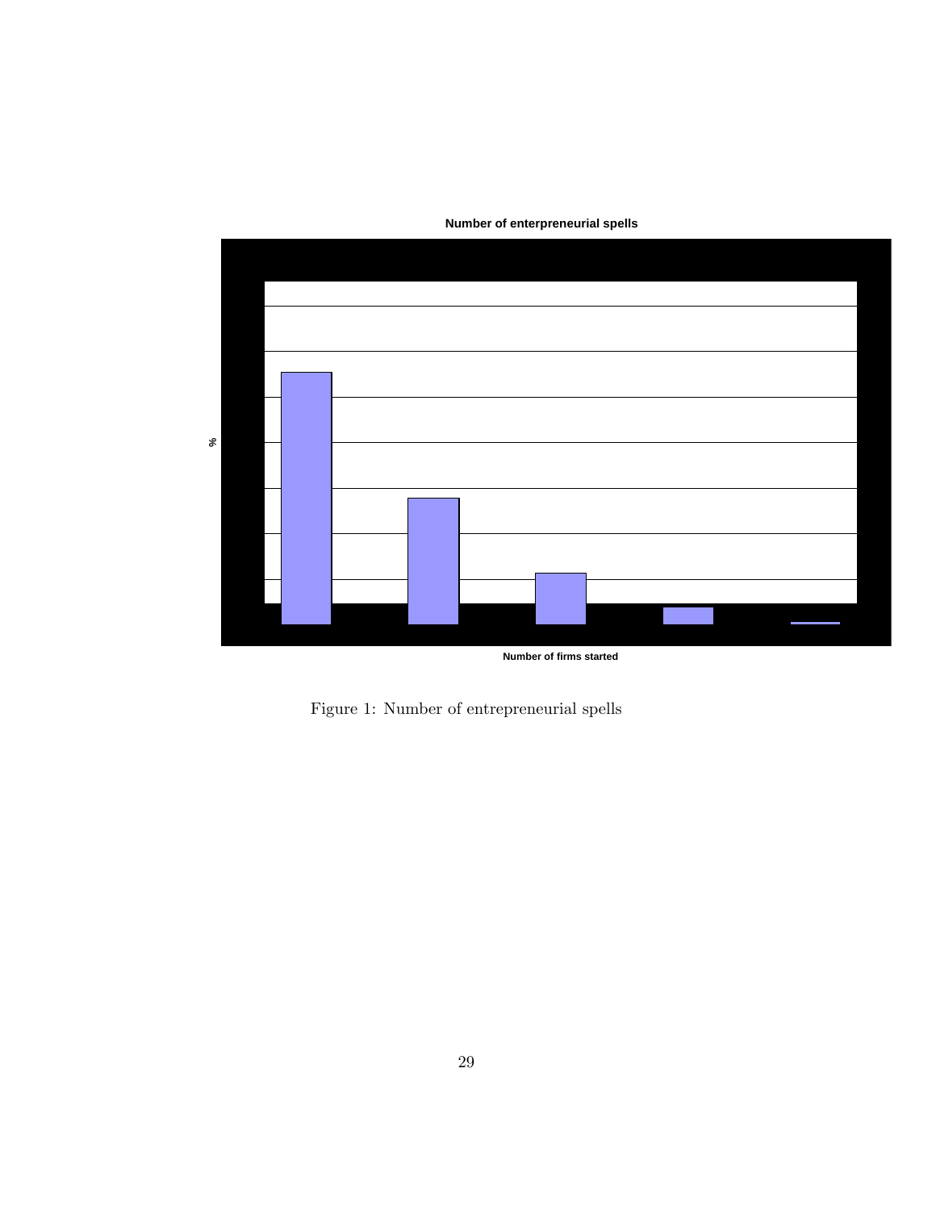Number of enterpreneurial spells

%

Number of firms started

Figure 1: Number of entrepreneurial spells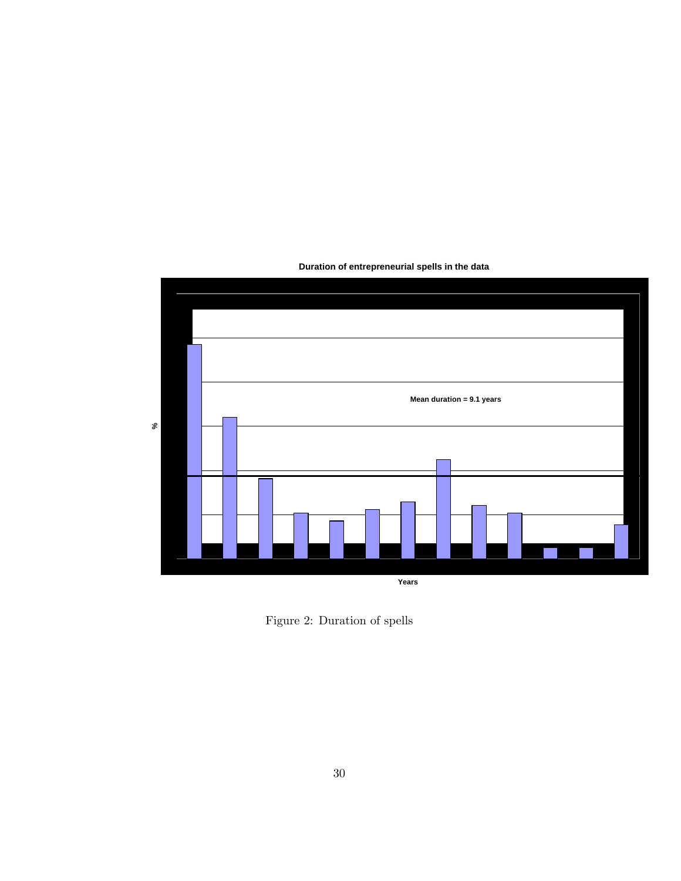**Duration of entrepreneurial spells in the data**

Mean duration = 9.1 years

%

Years

Figure 2: Duration of spells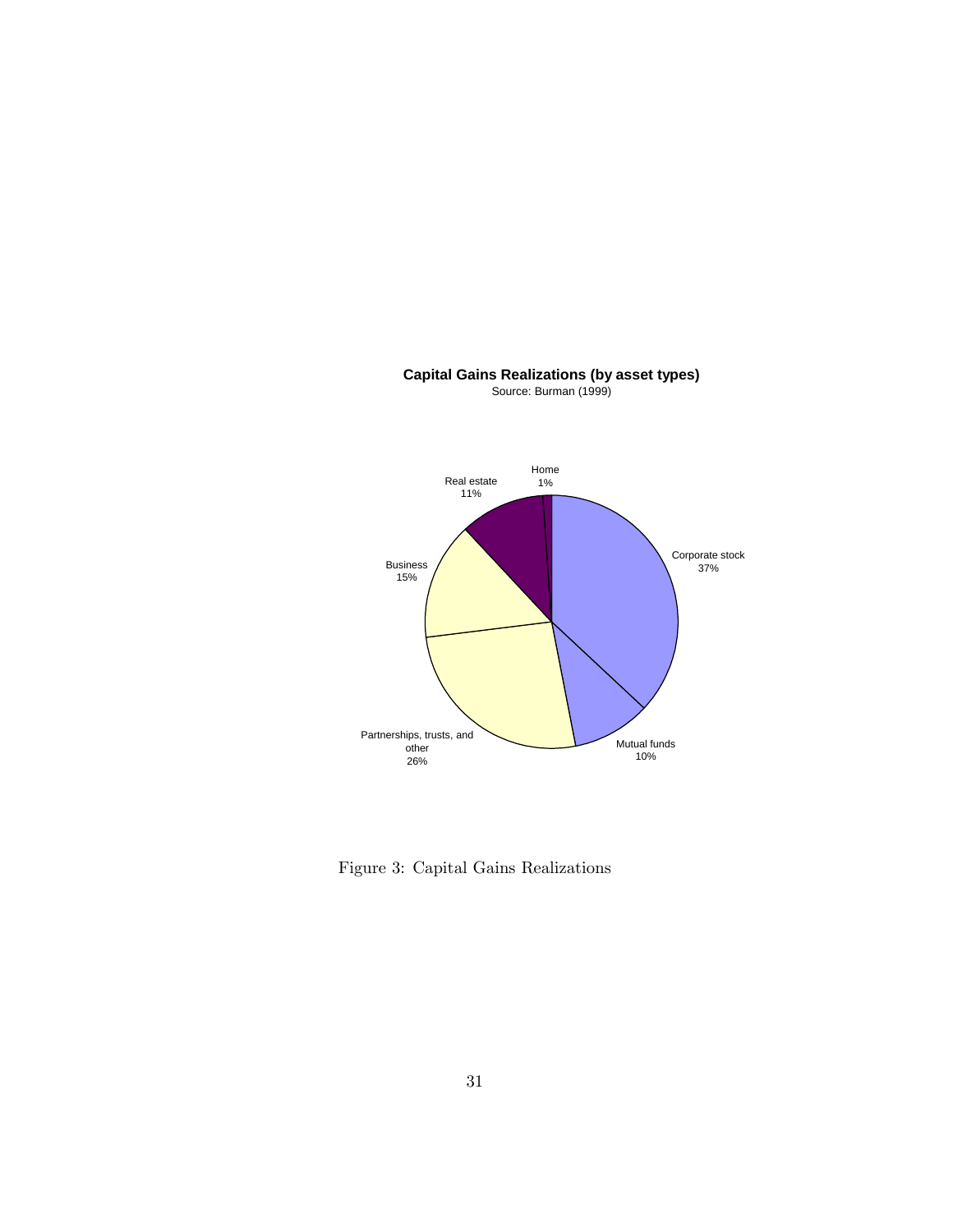**Capital Gains Realizations (by asset types)**

Source: Burman (1999)

- Corporate stock: 37%
- Mutual funds: 10%
- Partnerships, trusts, and other: 26%
- Business: 15%
- Real estate: 11%
- Home: 1%

Figure 3: Capital Gains Realizations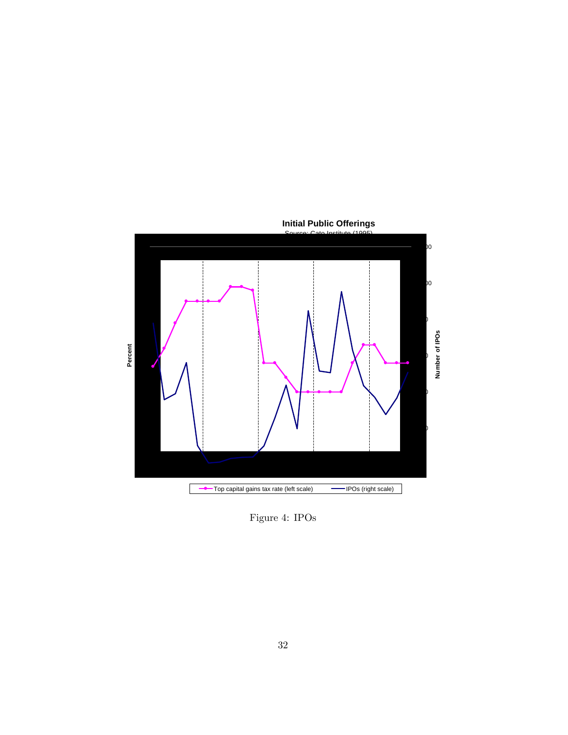Figure 4: IPOs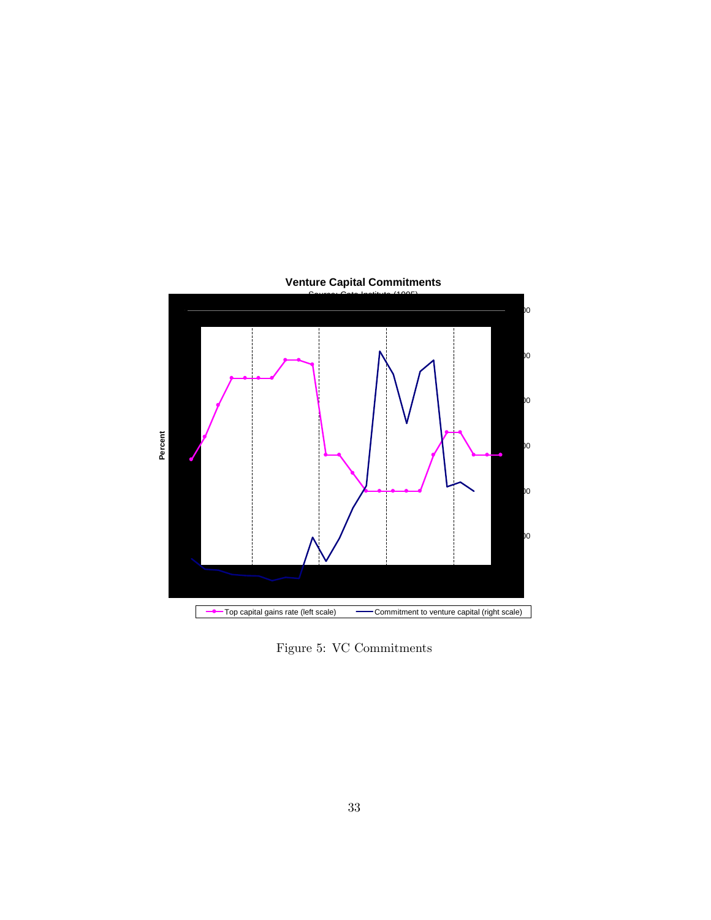Figure 5: VC Commitments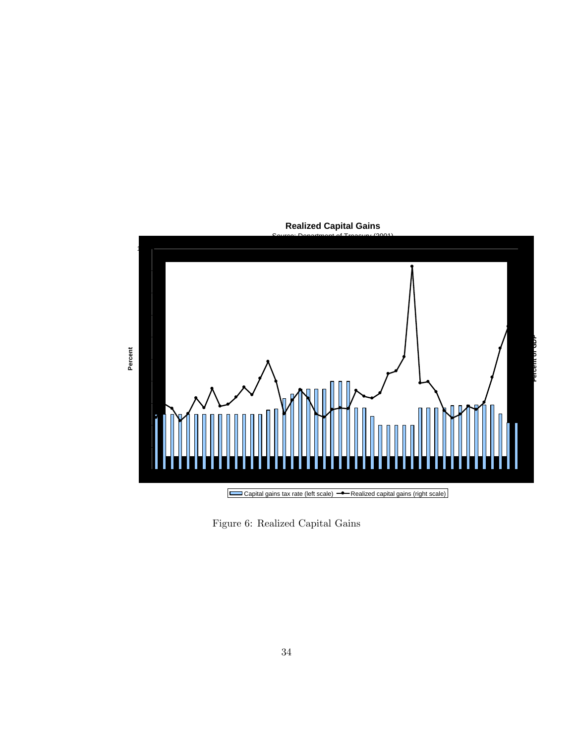**Realized Capital Gains**

Source: Department of Treasury (2001)

Percent

Percent of GDP

Capital gains tax rate (left scale) —●— Realized capital gains (right scale)

Figure 6: Realized Capital Gains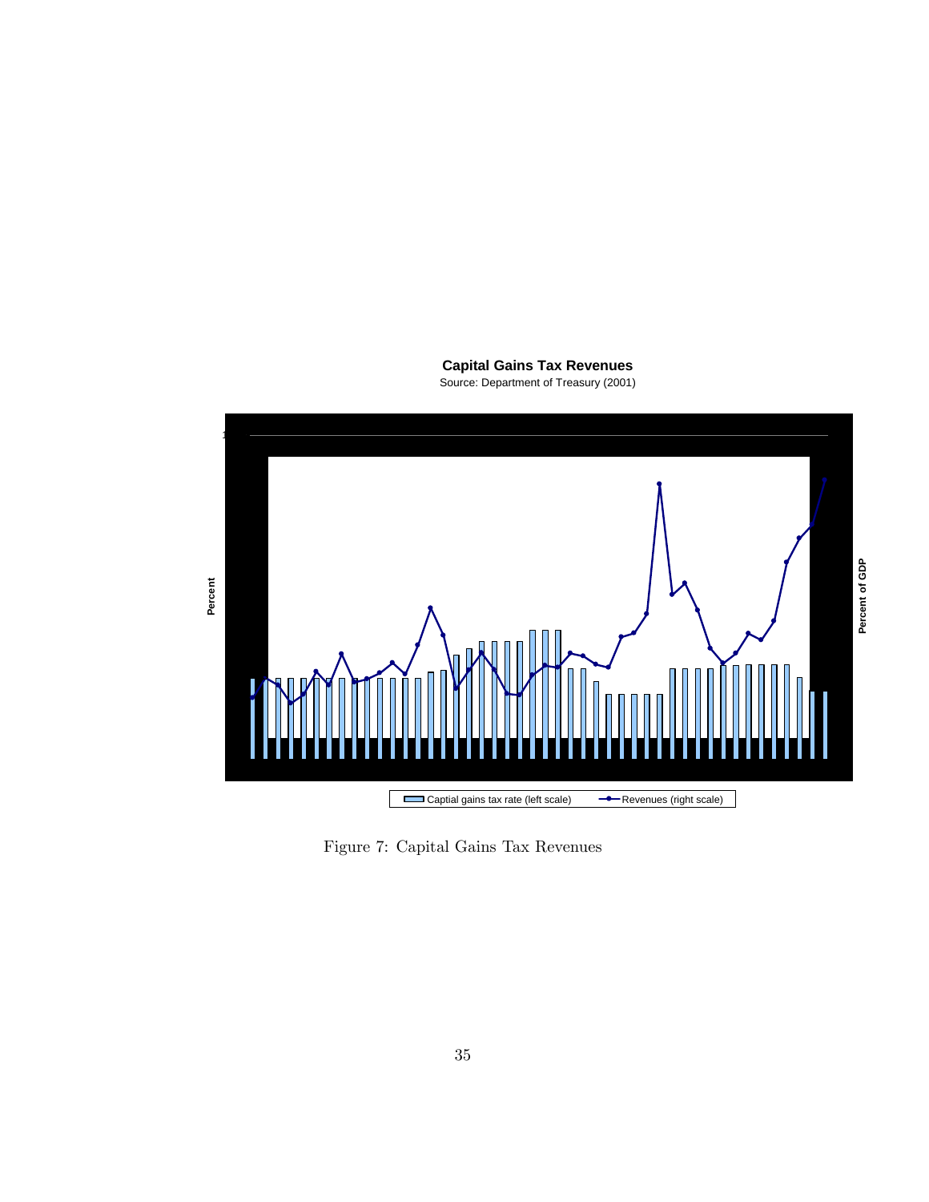**Capital Gains Tax Revenues**

Source: Department of Treasury (2001)

Percent

Percent of GDP

Captial gains tax rate (left scale)    Revenues (right scale)

Figure 7: Capital Gains Tax Revenues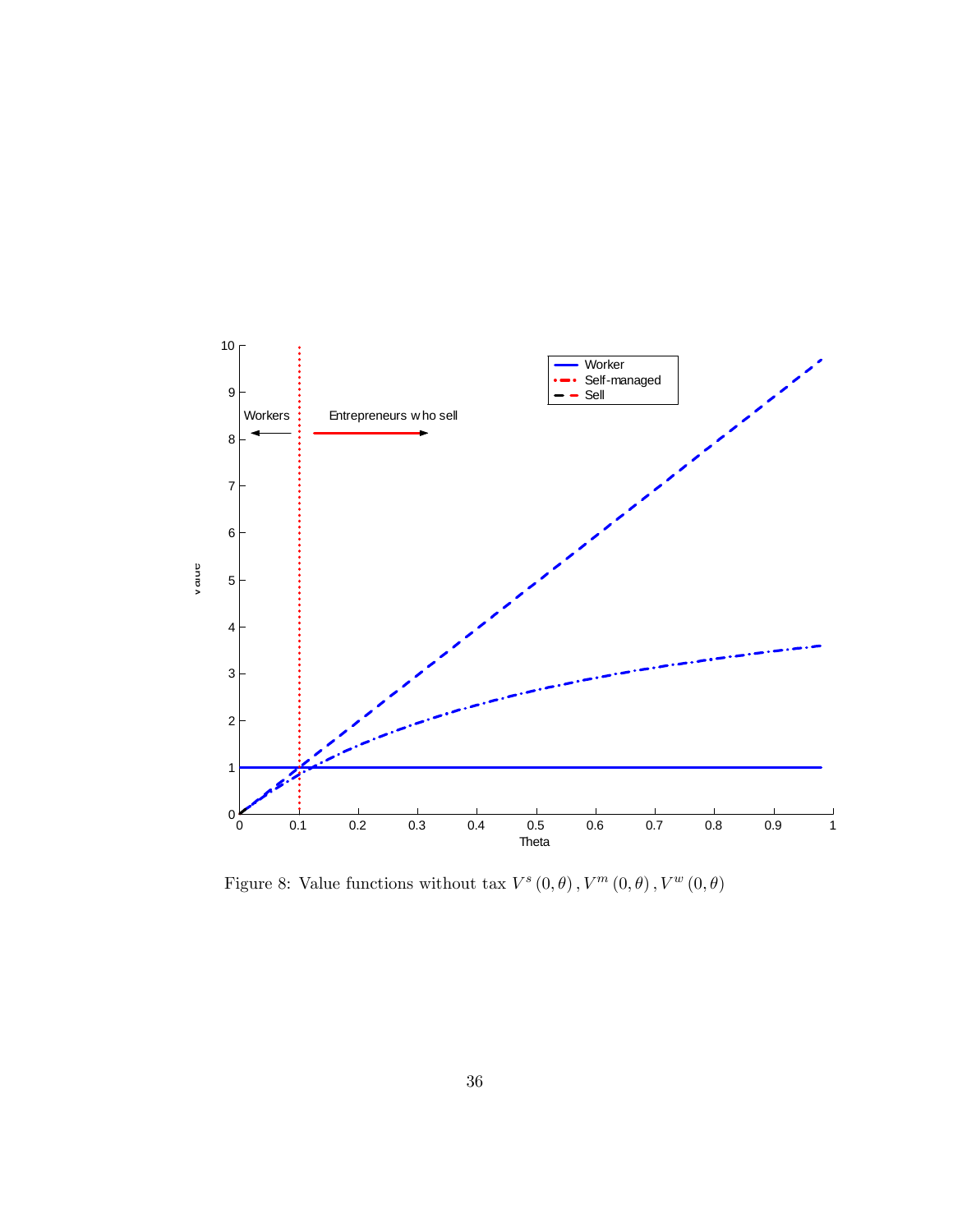Figure 8: Value functions without tax $V^s(0,\theta), V^m(0,\theta), V^w(0,\theta)$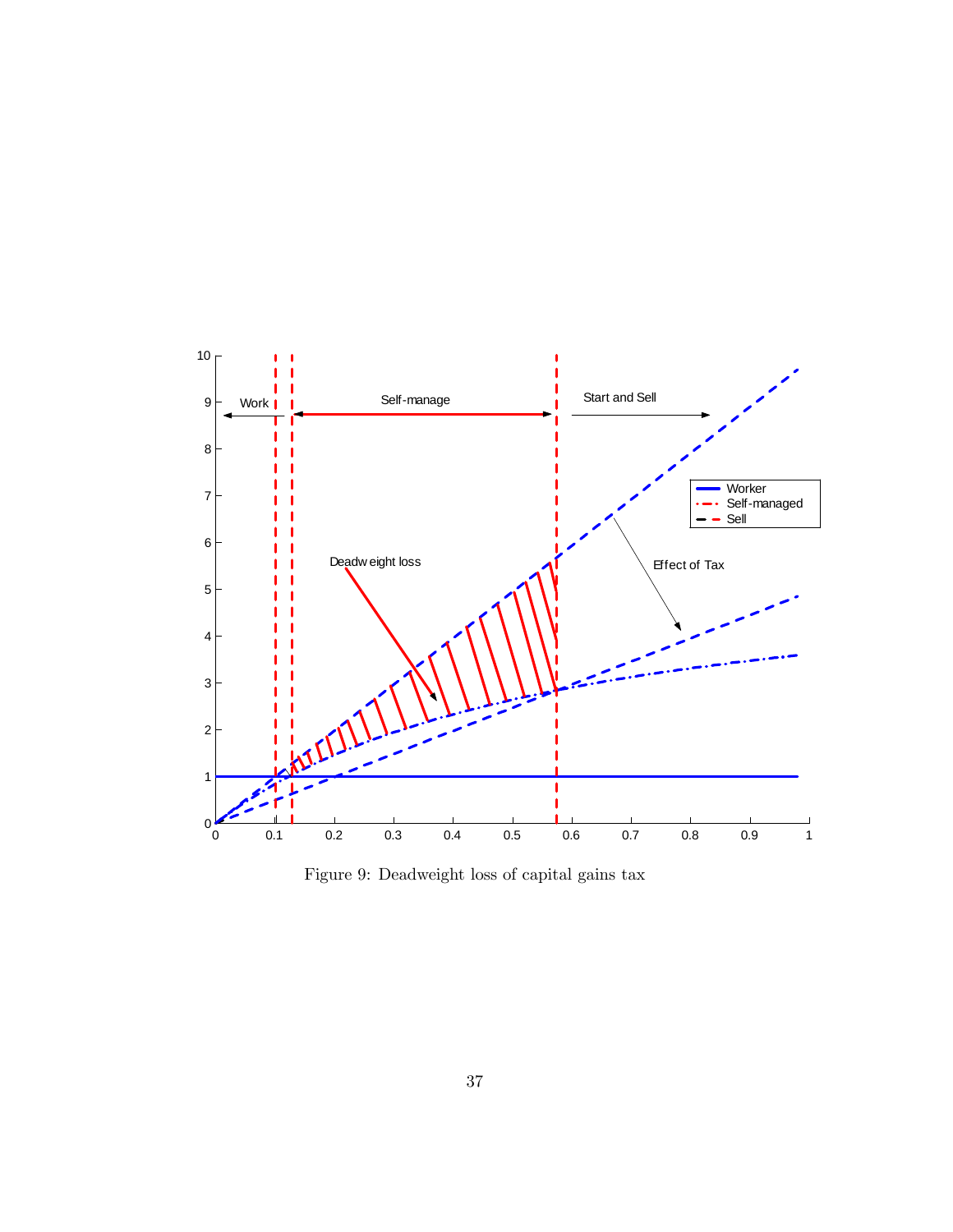Figure 9: Deadweight loss of capital gains tax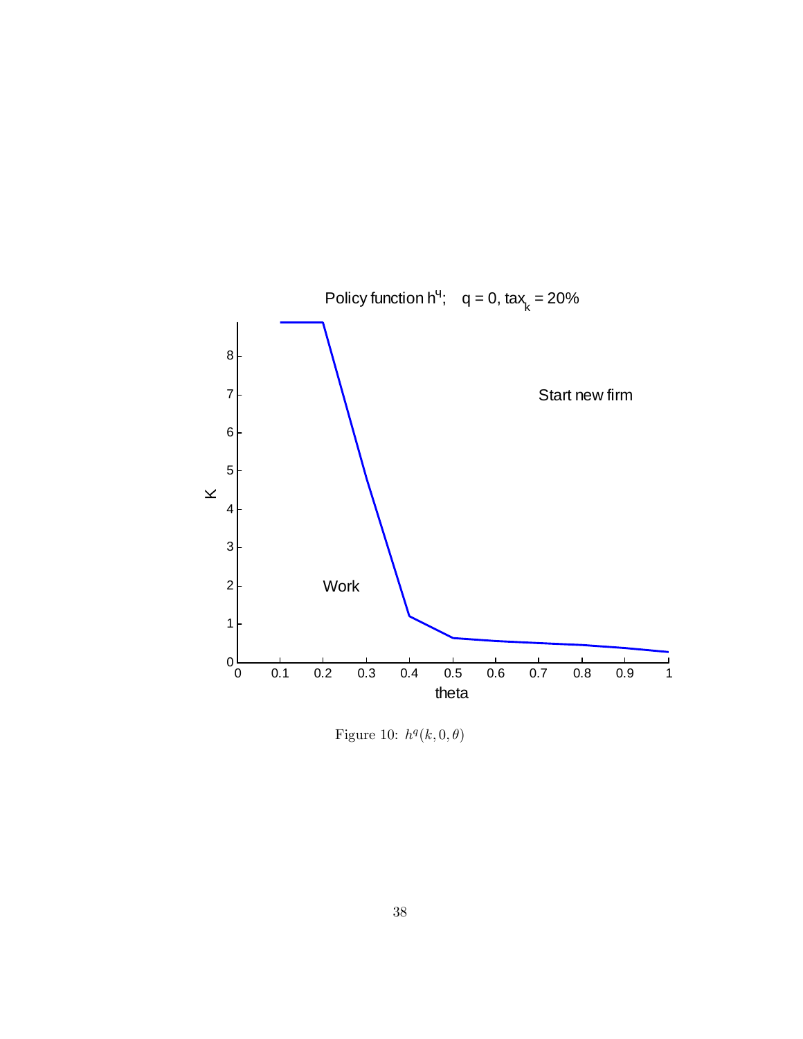Figure 10: $h^q(k, 0, \theta)$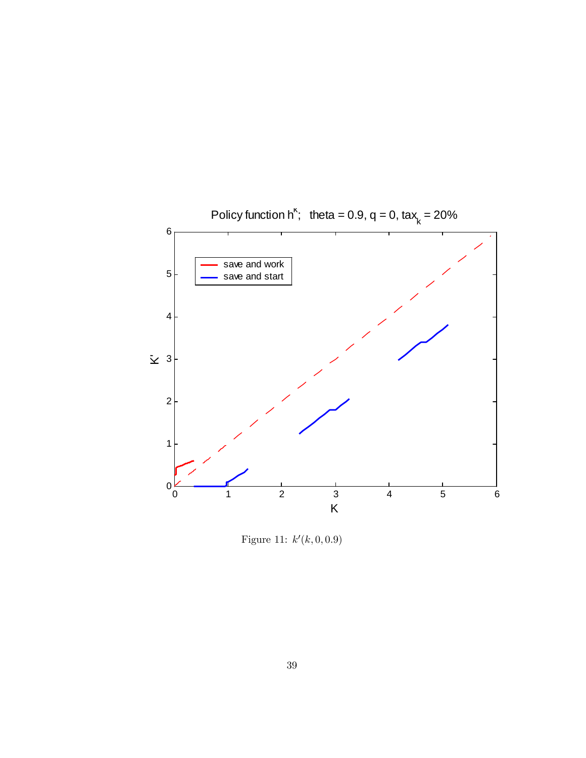Figure 11: $k'(k, 0, 0.9)$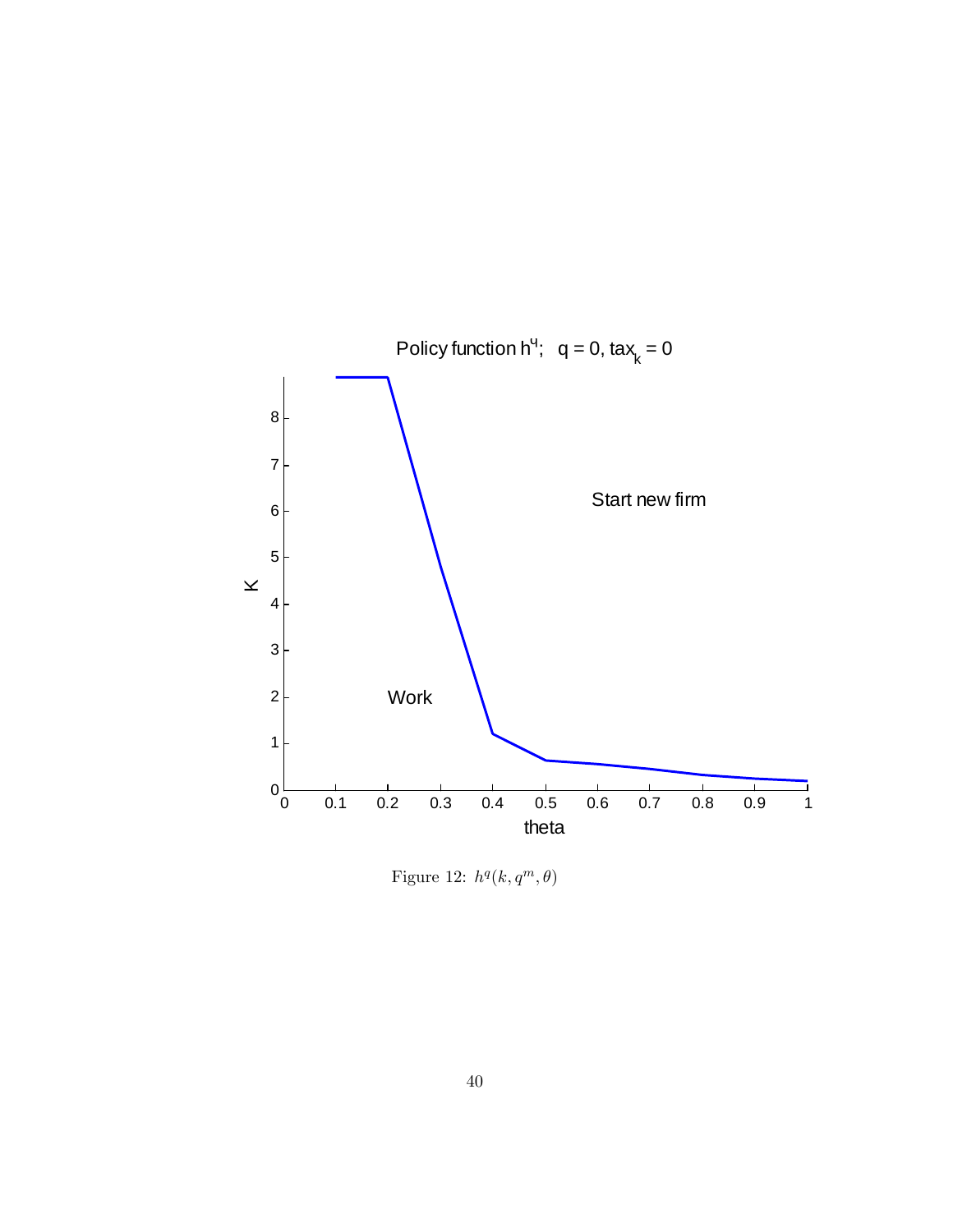Figure 12: $h^q(k, q^m, \theta)$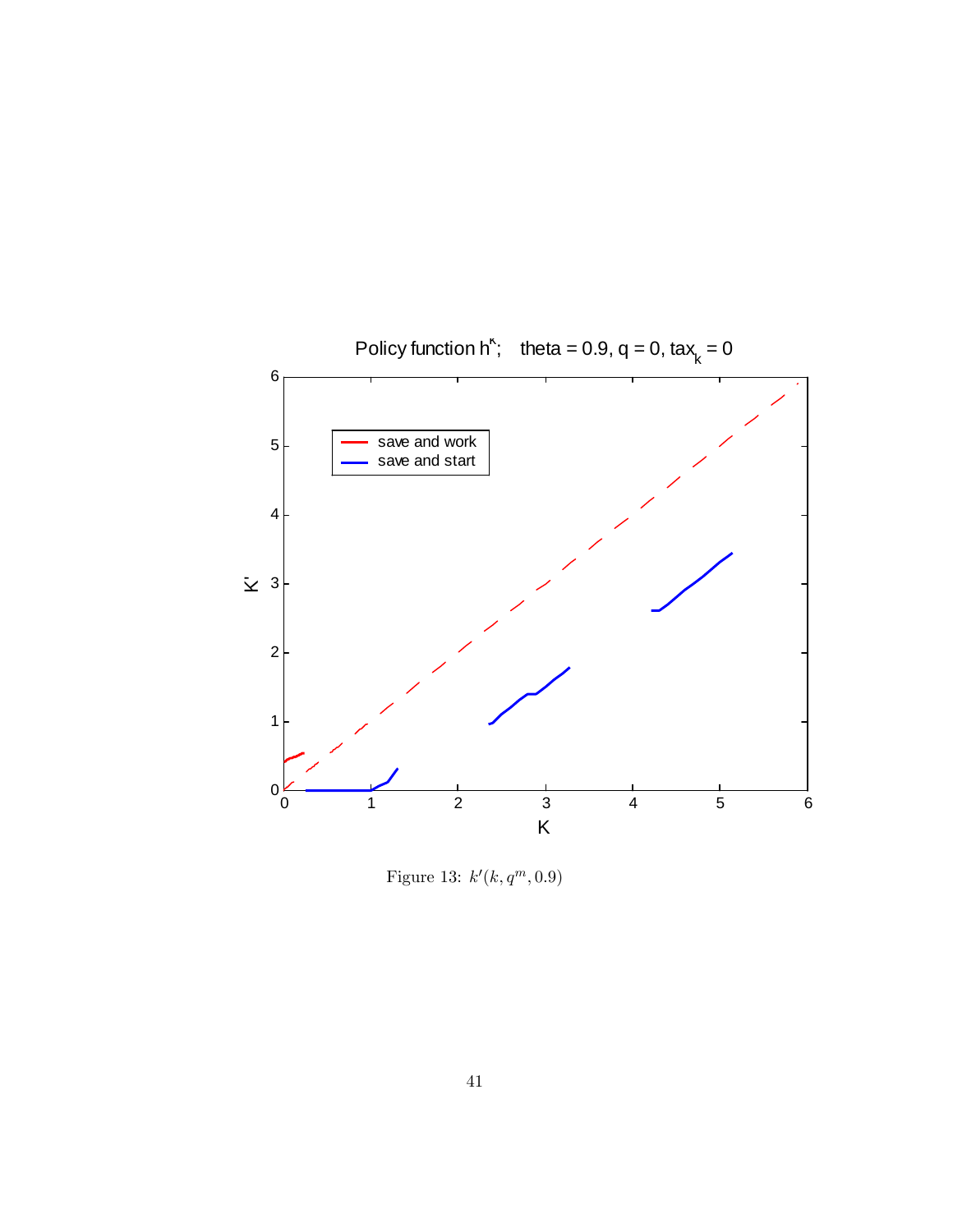Figure 13: $k'(k, q^m, 0.9)$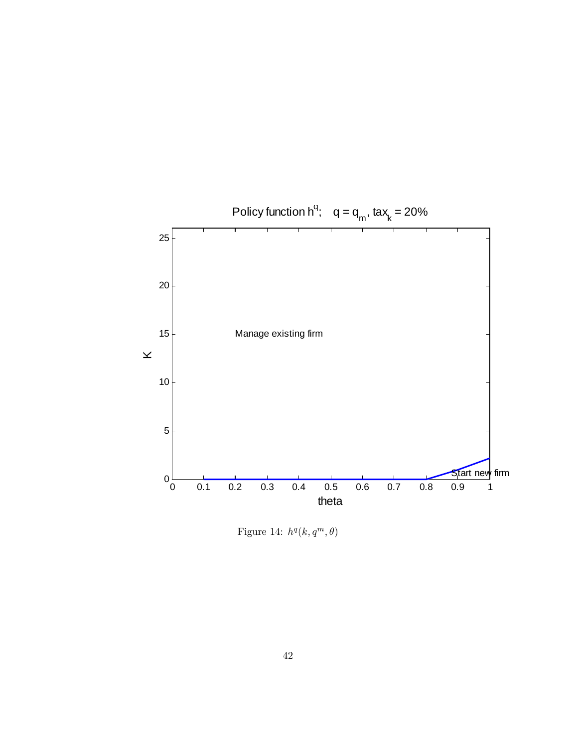Figure 14: $h^q(k, q^m, \theta)$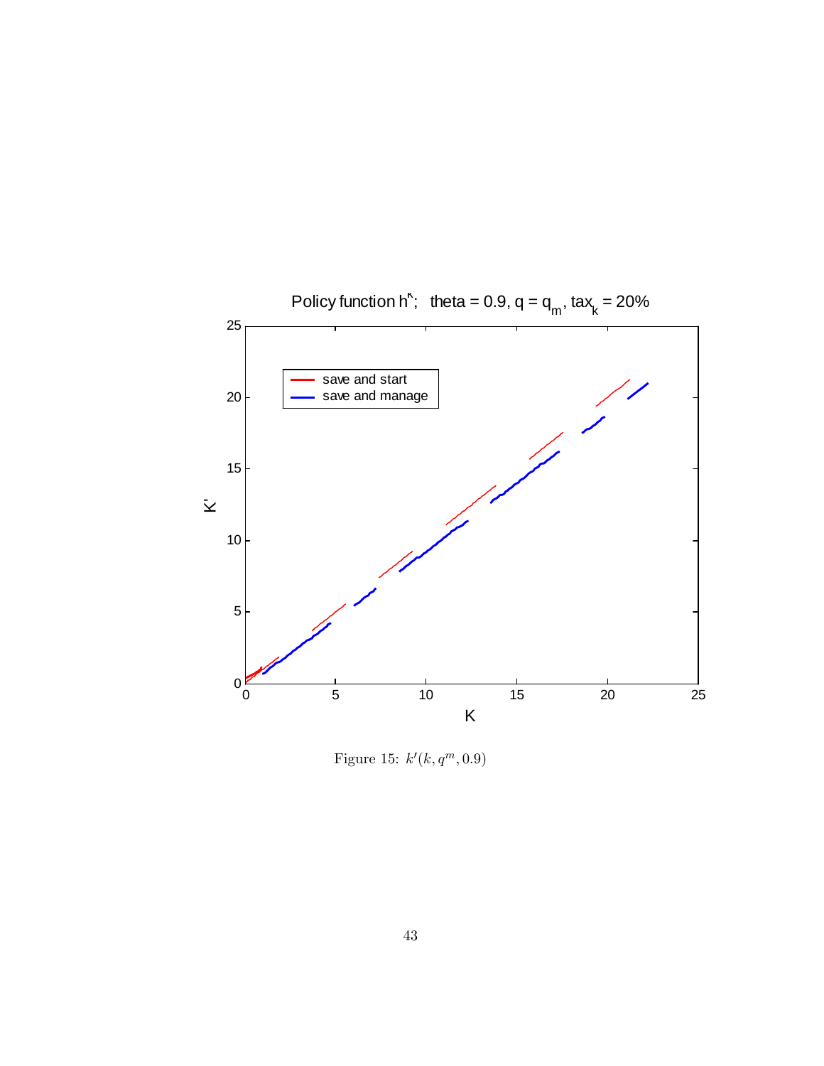Figure 15: $k'(k, q^m, 0.9)$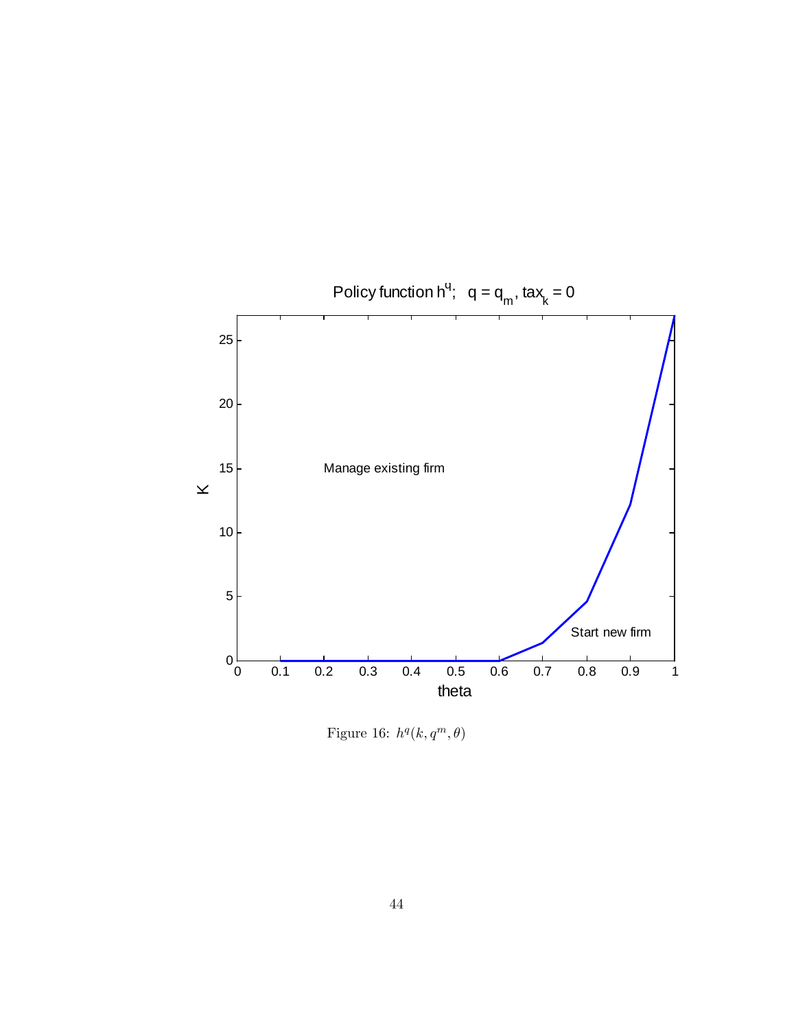Figure 16: $h^q(k, q^m, \theta)$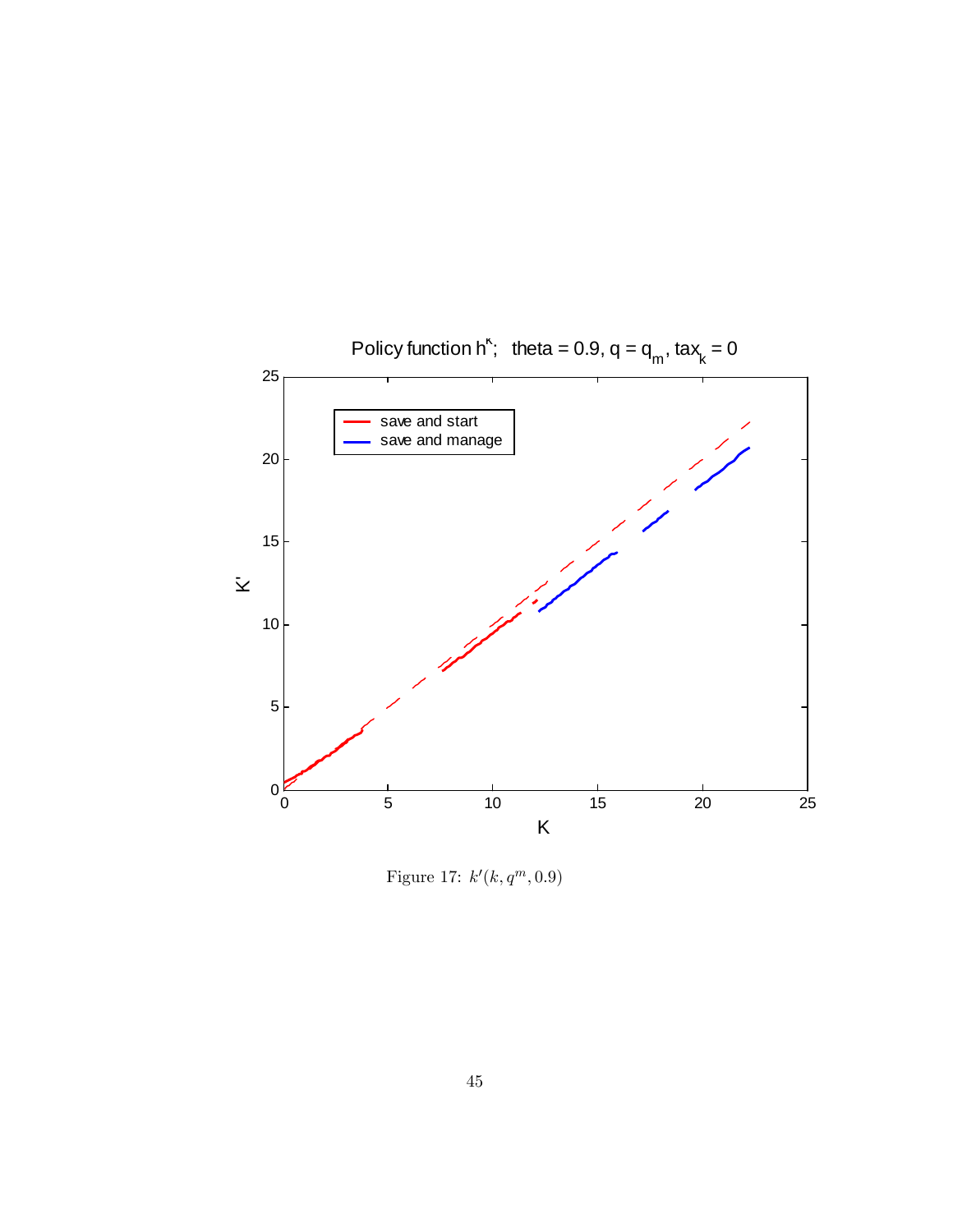Figure 17: $k'(k, q^m, 0.9)$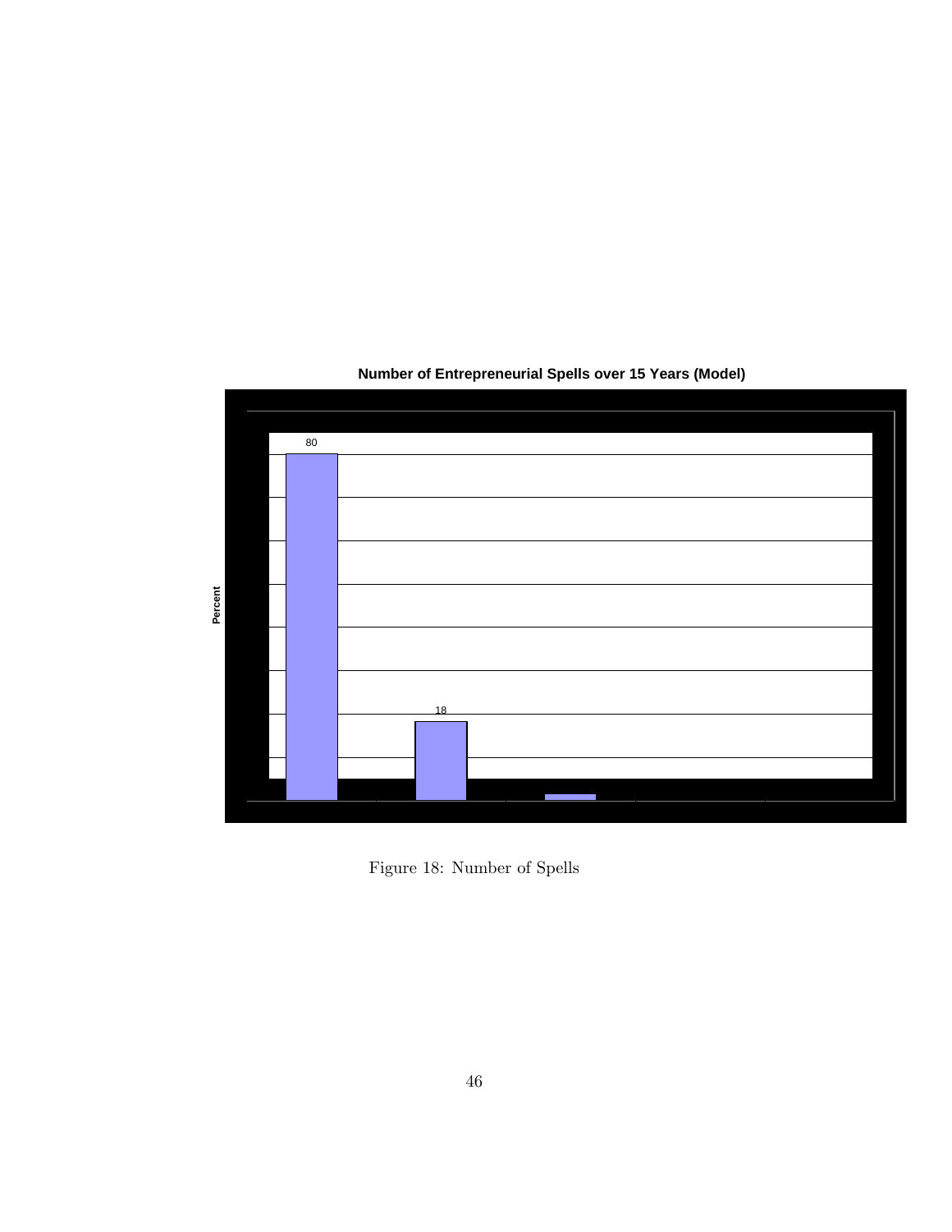**Number of Entrepreneurial Spells over 15 Years (Model)**

Percent

80

18

Figure 18: Number of Spells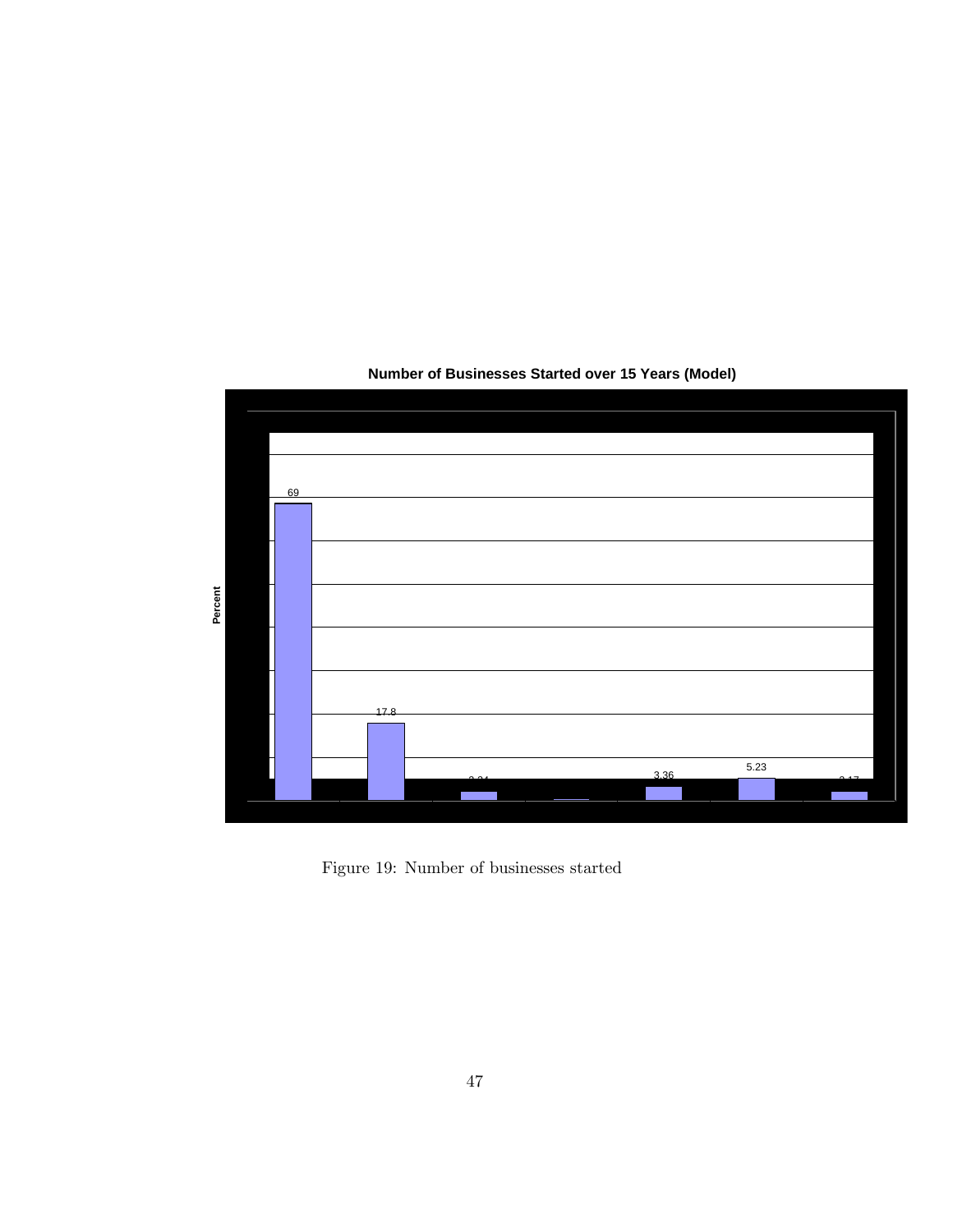**Number of Businesses Started over 15 Years (Model)**

Percent

69

17.8

2.24

3.36

5.23

2.17

Figure 19: Number of businesses started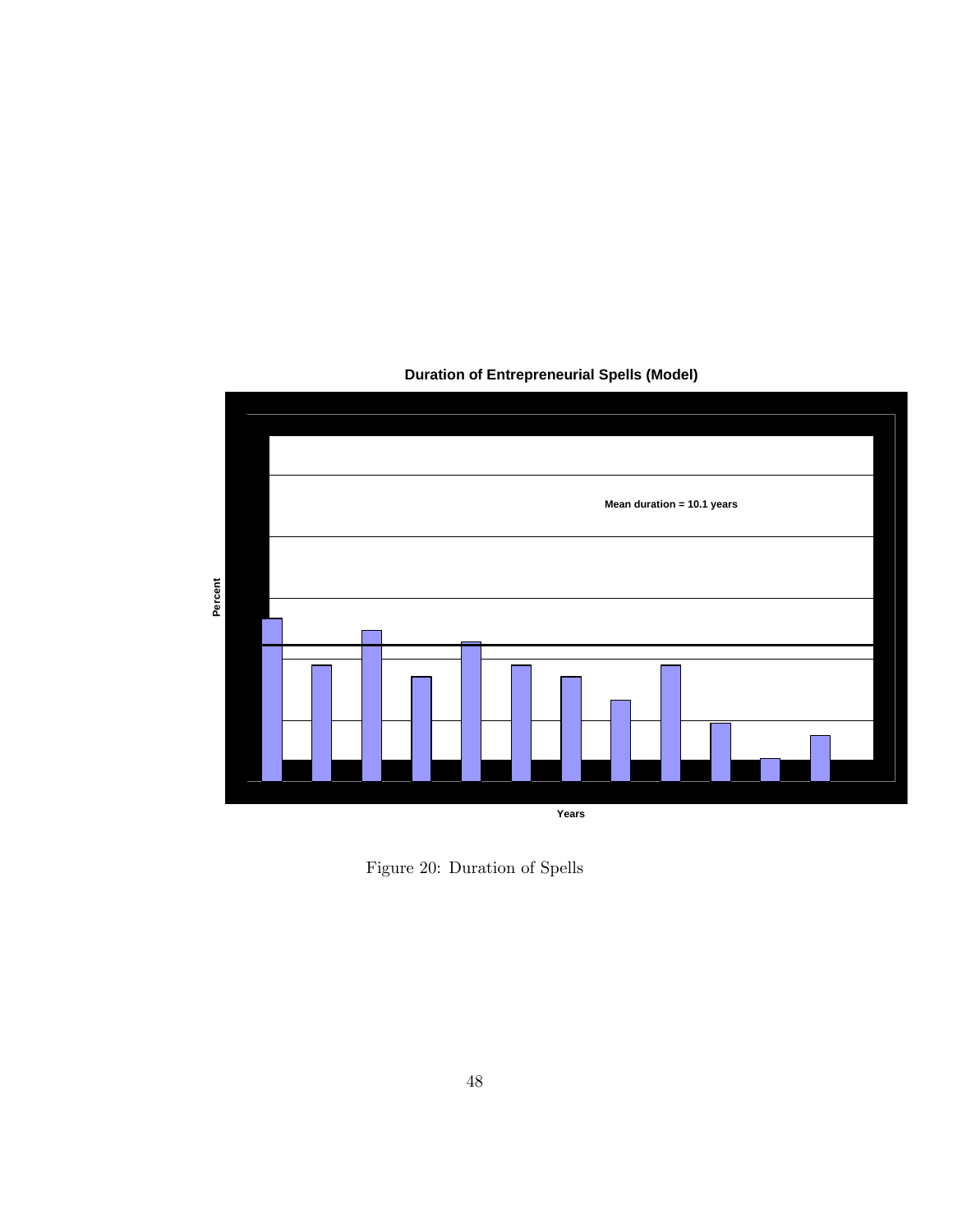**Duration of Entrepreneurial Spells (Model)**

Mean duration = 10.1 years

Percent

Years

Figure 20: Duration of Spells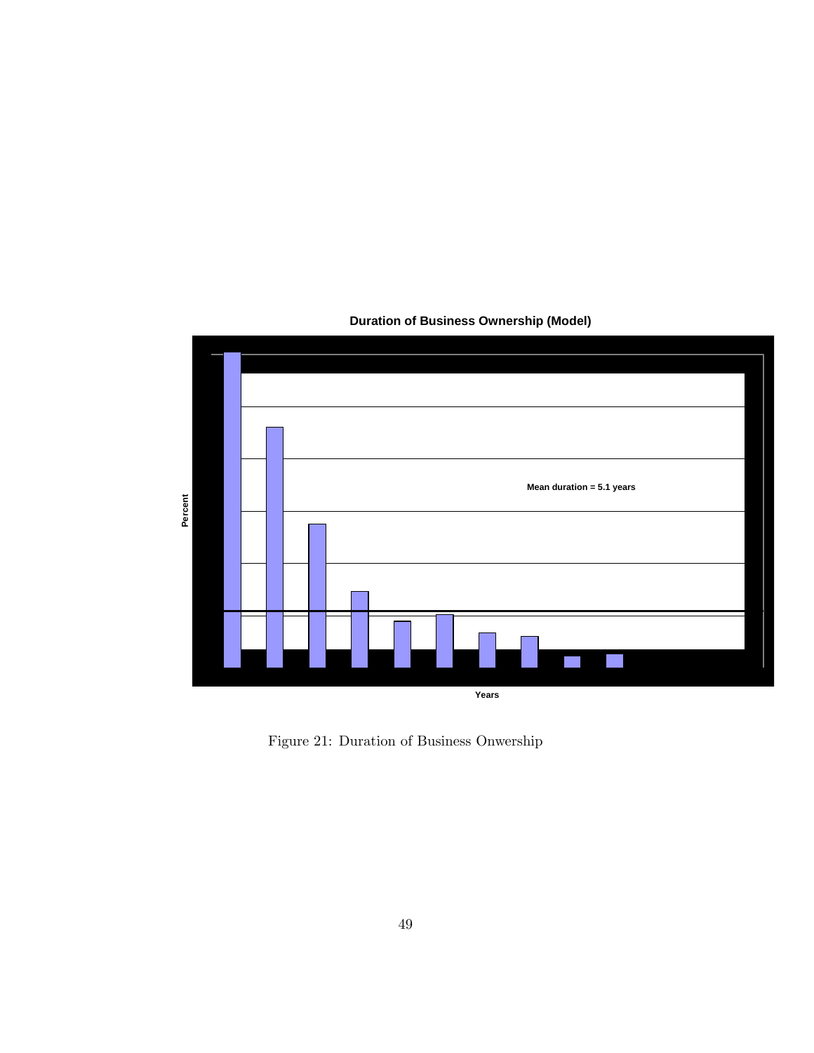**Duration of Business Ownership (Model)**

Mean duration = 5.1 years

Percent

Years

Figure 21: Duration of Business Onwership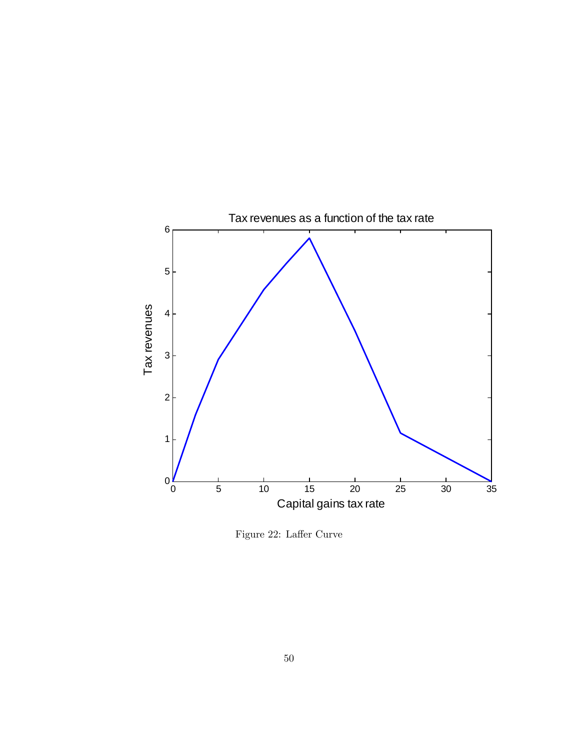Tax revenues as a function of the tax rate

Tax revenues

0
1
2
3
4
5
6

0
5
10
15
20
25
30
35

Capital gains tax rate

Figure 22: Laffer Curve